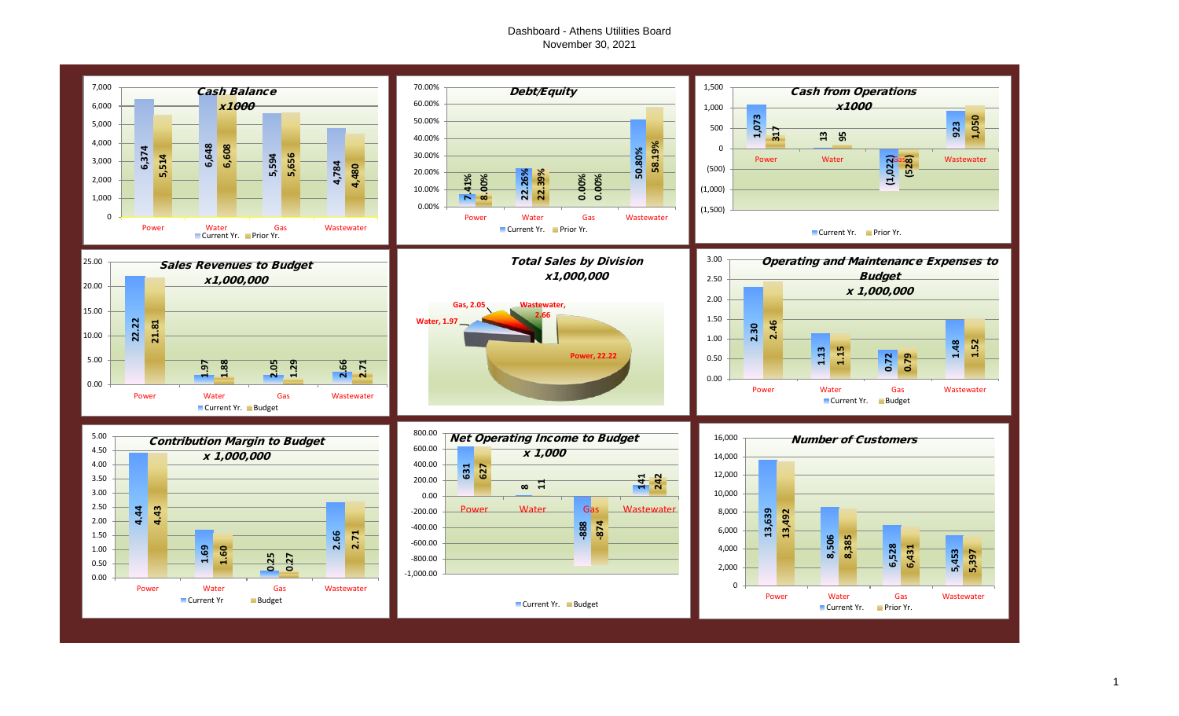# Dashboard - Athens Utilities Board
November 30, 2021

## Cash Balance x1000

| | Current Yr. | Prior Yr. |
|---|---|---|
| Power | 6,374 | 5,514 |
| Water | 6,648 | 6,608 |
| Gas | 5,594 | 5,656 |
| Wastewater | 4,784 | 4,480 |

## Debt/Equity

| | Current Yr. | Prior Yr. |
|---|---|---|
| Power | 7.41% | 8.00% |
| Water | 22.26% | 22.39% |
| Gas | 0.00% | 0.00% |
| Wastewater | 50.80% | 58.19% |

## Cash from Operations x1000

| | Current Yr. | Prior Yr. |
|---|---|---|
| Power | 1,073 | 317 |
| Water | 13 | 95 |
| Gas | (1,022) | (528) |
| Wastewater | 923 | 1,050 |

## Sales Revenues to Budget x1,000,000

| | Current Yr. | Budget |
|---|---|---|
| Power | 22.22 | 21.81 |
| Water | 1.97 | 1.88 |
| Gas | 2.05 | 1.29 |
| Wastewater | 2.66 | 2.71 |

## Total Sales by Division x1,000,000

| Division | Sales |
|---|---|
| Power | 22.22 |
| Water | 1.97 |
| Gas | 2.05 |
| Wastewater | 2.66 |

## Operating and Maintenance Expenses to Budget x 1,000,000

| | Current Yr. | Budget |
|---|---|---|
| Power | 2.30 | 2.46 |
| Water | 1.13 | 1.15 |
| Gas | 0.72 | 0.79 |
| Wastewater | 1.48 | 1.52 |

## Contribution Margin to Budget x 1,000,000

| | Current Yr | Budget |
|---|---|---|
| Power | 4.44 | 4.43 |
| Water | 1.69 | 1.60 |
| Gas | 0.25 | 0.27 |
| Wastewater | 2.66 | 2.71 |

## Net Operating Income to Budget x 1,000

| | Current Yr. | Budget |
|---|---|---|
| Power | 631 | 627 |
| Water | 8 | 11 |
| Gas | -888 | -874 |
| Wastewater | 141 | 242 |

## Number of Customers

| | Current Yr. | Prior Yr. |
|---|---|---|
| Power | 13,639 | 13,492 |
| Water | 8,506 | 8,385 |
| Gas | 6,528 | 6,431 |
| Wastewater | 5,453 | 5,397 |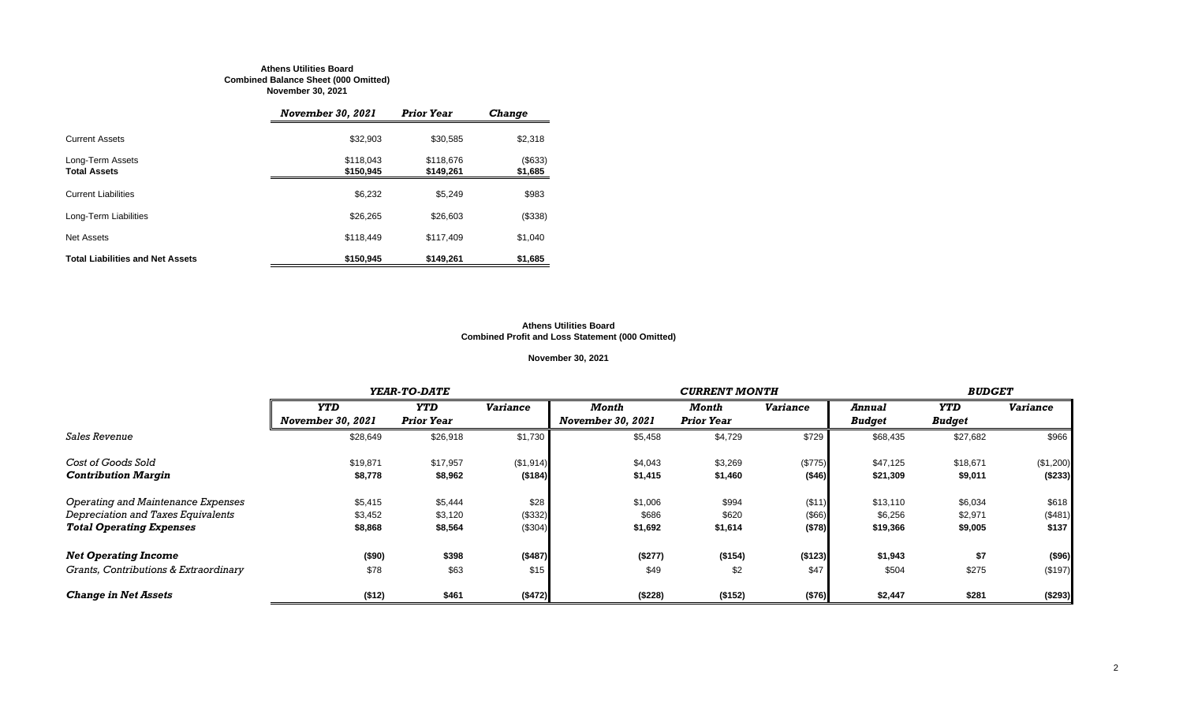**Athens Utilities Board**
**Combined Balance Sheet (000 Omitted)**
**November 30, 2021**

| | *November 30, 2021* | *Prior Year* | *Change* |
|---|---|---|---|
| Current Assets | $32,903 | $30,585 | $2,318 |
| Long-Term Assets | $118,043 | $118,676 | ($633) |
| **Total Assets** | **$150,945** | **$149,261** | **$1,685** |
| Current Liabilities | $6,232 | $5,249 | $983 |
| Long-Term Liabilities | $26,265 | $26,603 | ($338) |
| Net Assets | $118,449 | $117,409 | $1,040 |
| **Total Liabilities and Net Assets** | **$150,945** | **$149,261** | **$1,685** |

**Athens Utilities Board**
**Combined Profit and Loss Statement (000 Omitted)**

**November 30, 2021**

| | *YEAR-TO-DATE* | | | *CURRENT MONTH* | | | *BUDGET* | | |
|---|---|---|---|---|---|---|---|---|---|
| | *YTD November 30, 2021* | *YTD Prior Year* | *Variance* | *Month November 30, 2021* | *Month Prior Year* | *Variance* | *Annual Budget* | *YTD Budget* | *Variance* |
| *Sales Revenue* | $28,649 | $26,918 | $1,730 | $5,458 | $4,729 | $729 | $68,435 | $27,682 | $966 |
| *Cost of Goods Sold* | $19,871 | $17,957 | ($1,914) | $4,043 | $3,269 | ($775) | $47,125 | $18,671 | ($1,200) |
| ***Contribution Margin*** | **$8,778** | **$8,962** | **($184)** | **$1,415** | **$1,460** | **($46)** | **$21,309** | **$9,011** | **($233)** |
| *Operating and Maintenance Expenses* | $5,415 | $5,444 | $28 | $1,006 | $994 | ($11) | $13,110 | $6,034 | $618 |
| *Depreciation and Taxes Equivalents* | $3,452 | $3,120 | ($332) | $686 | $620 | ($66) | $6,256 | $2,971 | ($481) |
| ***Total Operating Expenses*** | **$8,868** | **$8,564** | ($304) | **$1,692** | **$1,614** | **($78)** | **$19,366** | **$9,005** | **$137** |
| ***Net Operating Income*** | **($90)** | **$398** | **($487)** | **($277)** | **($154)** | **($123)** | **$1,943** | **$7** | **($96)** |
| *Grants, Contributions & Extraordinary* | $78 | $63 | $15 | $49 | $2 | $47 | $504 | $275 | ($197) |
| ***Change in Net Assets*** | **($12)** | **$461** | **($472)** | **($228)** | **($152)** | **($76)** | **$2,447** | **$281** | **($293)** |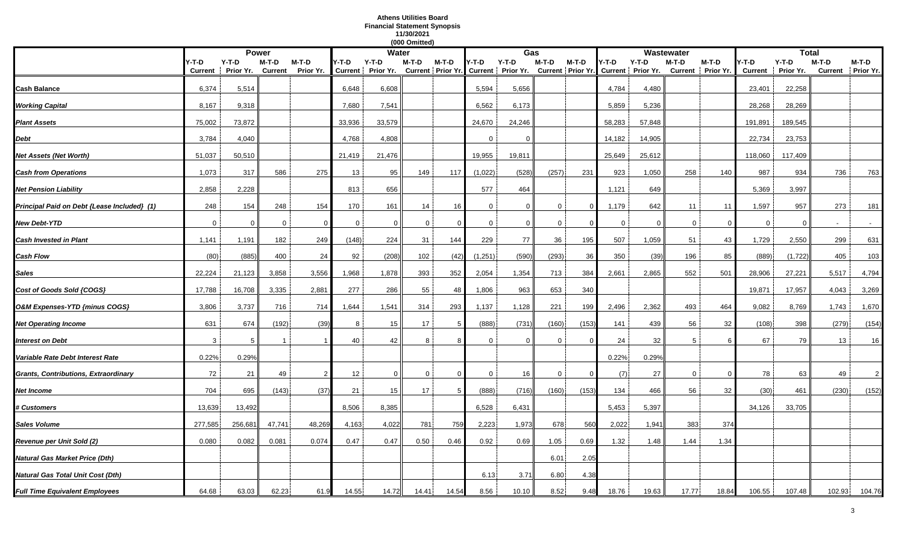**Athens Utilities Board**
**Financial Statement Synopsis**
**11/30/2021**
**(000 Omitted)**

| | Power | | | | Water | | | | Gas | | | | Wastewater | | | | Total | | | |
|---|---|---|---|---|---|---|---|---|---|---|---|---|---|---|---|---|---|---|---|---|
| | Y-T-D Current | Y-T-D Prior Yr. | M-T-D Current | M-T-D Prior Yr. | Y-T-D Current | Y-T-D Prior Yr. | M-T-D Current | M-T-D Prior Yr. | Y-T-D Current | Y-T-D Prior Yr. | M-T-D Current | M-T-D Prior Yr. | Y-T-D Current | Y-T-D Prior Yr. | M-T-D Current | M-T-D Prior Yr. | Y-T-D Current | Y-T-D Prior Yr. | M-T-D Current | M-T-D Prior Yr. |
| **Cash Balance** | 6,374 | 5,514 | | | 6,648 | 6,608 | | | 5,594 | 5,656 | | | 4,784 | 4,480 | | | 23,401 | 22,258 | | |
| ***Working Capital*** | 8,167 | 9,318 | | | 7,680 | 7,541 | | | 6,562 | 6,173 | | | 5,859 | 5,236 | | | 28,268 | 28,269 | | |
| ***Plant Assets*** | 75,002 | 73,872 | | | 33,936 | 33,579 | | | 24,670 | 24,246 | | | 58,283 | 57,848 | | | 191,891 | 189,545 | | |
| ***Debt*** | 3,784 | 4,040 | | | 4,768 | 4,808 | | | 0 | 0 | | | 14,182 | 14,905 | | | 22,734 | 23,753 | | |
| ***Net Assets (Net Worth)*** | 51,037 | 50,510 | | | 21,419 | 21,476 | | | 19,955 | 19,811 | | | 25,649 | 25,612 | | | 118,060 | 117,409 | | |
| ***Cash from Operations*** | 1,073 | 317 | 586 | 275 | 13 | 95 | 149 | 117 | (1,022) | (528) | (257) | 231 | 923 | 1,050 | 258 | 140 | 987 | 934 | 736 | 763 |
| ***Net Pension Liability*** | 2,858 | 2,228 | | | 813 | 656 | | | 577 | 464 | | | 1,121 | 649 | | | 5,369 | 3,997 | | |
| ***Principal Paid on Debt {Lease Included} (1)*** | 248 | 154 | 248 | 154 | 170 | 161 | 14 | 16 | 0 | 0 | 0 | 0 | 1,179 | 642 | 11 | 11 | 1,597 | 957 | 273 | 181 |
| ***New Debt-YTD*** | 0 | 0 | 0 | 0 | 0 | 0 | 0 | 0 | 0 | 0 | 0 | 0 | 0 | 0 | 0 | 0 | 0 | 0 | - | - |
| ***Cash Invested in Plant*** | 1,141 | 1,191 | 182 | 249 | (148) | 224 | 31 | 144 | 229 | 77 | 36 | 195 | 507 | 1,059 | 51 | 43 | 1,729 | 2,550 | 299 | 631 |
| ***Cash Flow*** | (80) | (885) | 400 | 24 | 92 | (208) | 102 | (42) | (1,251) | (590) | (293) | 36 | 350 | (39) | 196 | 85 | (889) | (1,722) | 405 | 103 |
| ***Sales*** | 22,224 | 21,123 | 3,858 | 3,556 | 1,968 | 1,878 | 393 | 352 | 2,054 | 1,354 | 713 | 384 | 2,661 | 2,865 | 552 | 501 | 28,906 | 27,221 | 5,517 | 4,794 |
| ***Cost of Goods Sold {COGS}*** | 17,788 | 16,708 | 3,335 | 2,881 | 277 | 286 | 55 | 48 | 1,806 | 963 | 653 | 340 | | | | | 19,871 | 17,957 | 4,043 | 3,269 |
| ***O&M Expenses-YTD {minus COGS}*** | 3,806 | 3,737 | 716 | 714 | 1,644 | 1,541 | 314 | 293 | 1,137 | 1,128 | 221 | 199 | 2,496 | 2,362 | 493 | 464 | 9,082 | 8,769 | 1,743 | 1,670 |
| ***Net Operating Income*** | 631 | 674 | (192) | (39) | 8 | 15 | 17 | 5 | (888) | (731) | (160) | (153) | 141 | 439 | 56 | 32 | (108) | 398 | (279) | (154) |
| ***Interest on Debt*** | 3 | 5 | 1 | 1 | 40 | 42 | 8 | 8 | 0 | 0 | 0 | 0 | 24 | 32 | 5 | 6 | 67 | 79 | 13 | 16 |
| ***Variable Rate Debt Interest Rate*** | 0.22% | 0.29% | | | | | | | | | | | 0.22% | 0.29% | | | | | | |
| ***Grants, Contributions, Extraordinary*** | 72 | 21 | 49 | 2 | 12 | 0 | 0 | 0 | 0 | 16 | 0 | 0 | (7) | 27 | 0 | 0 | 78 | 63 | 49 | 2 |
| ***Net Income*** | 704 | 695 | (143) | (37) | 21 | 15 | 17 | 5 | (888) | (716) | (160) | (153) | 134 | 466 | 56 | 32 | (30) | 461 | (230) | (152) |
| ***# Customers*** | 13,639 | 13,492 | | | 8,506 | 8,385 | | | 6,528 | 6,431 | | | 5,453 | 5,397 | | | 34,126 | 33,705 | | |
| ***Sales Volume*** | 277,585 | 256,681 | 47,741 | 48,269 | 4,163 | 4,022 | 781 | 759 | 2,223 | 1,973 | 678 | 560 | 2,022 | 1,941 | 383 | 374 | | | | |
| ***Revenue per Unit Sold (2)*** | 0.080 | 0.082 | 0.081 | 0.074 | 0.47 | 0.47 | 0.50 | 0.46 | 0.92 | 0.69 | 1.05 | 0.69 | 1.32 | 1.48 | 1.44 | 1.34 | | | | |
| ***Natural Gas Market Price (Dth)*** | | | | | | | | | | | 6.01 | 2.05 | | | | | | | | |
| ***Natural Gas Total Unit Cost (Dth)*** | | | | | | | | | 6.13 | 3.71 | 6.80 | 4.38 | | | | | | | | |
| ***Full Time Equivalent Employees*** | 64.68 | 63.03 | 62.23 | 61.9 | 14.55 | 14.72 | 14.41 | 14.54 | 8.56 | 10.10 | 8.52 | 9.48 | 18.76 | 19.63 | 17.77 | 18.84 | 106.55 | 107.48 | 102.93 | 104.76 |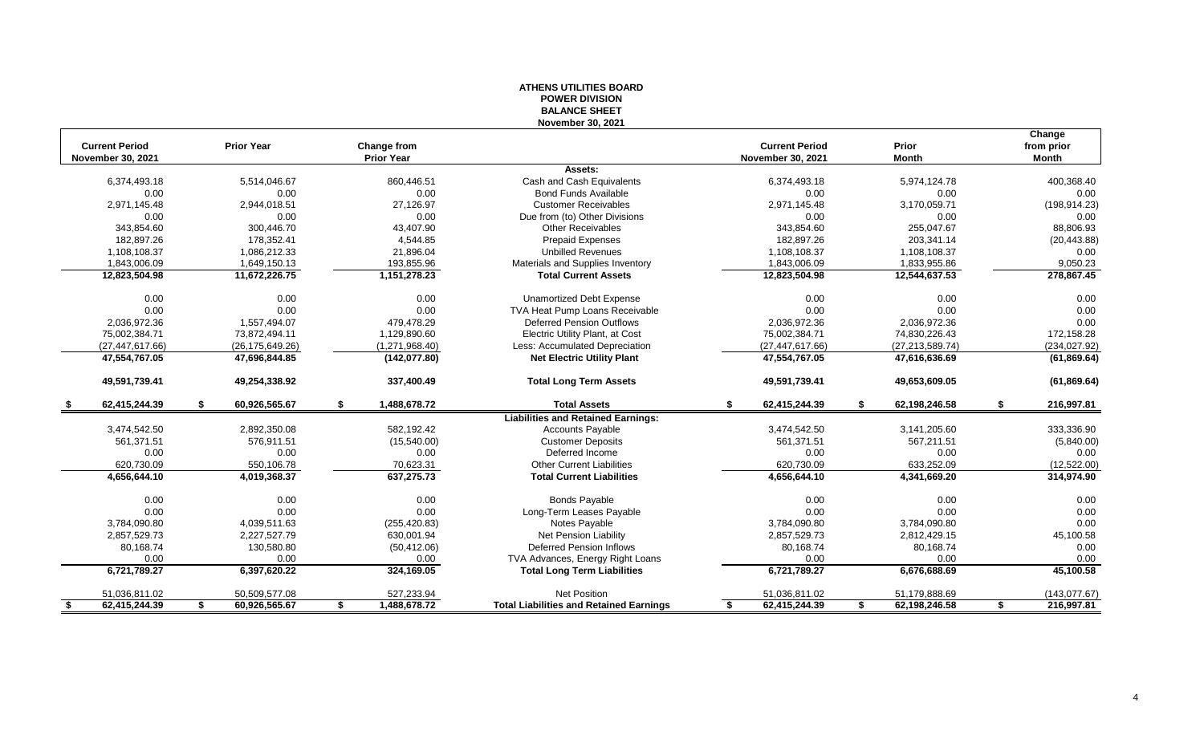# ATHENS UTILITIES BOARD
## POWER DIVISION
## BALANCE SHEET
### November 30, 2021

| Current Period November 30, 2021 | Prior Year | Change from Prior Year | | Current Period November 30, 2021 | Prior Month | Change from prior Month |
|---|---|---|---|---|---|---|
| | | | **Assets:** | | | |
| 6,374,493.18 | 5,514,046.67 | 860,446.51 | Cash and Cash Equivalents | 6,374,493.18 | 5,974,124.78 | 400,368.40 |
| 0.00 | 0.00 | 0.00 | Bond Funds Available | 0.00 | 0.00 | 0.00 |
| 2,971,145.48 | 2,944,018.51 | 27,126.97 | Customer Receivables | 2,971,145.48 | 3,170,059.71 | (198,914.23) |
| 0.00 | 0.00 | 0.00 | Due from (to) Other Divisions | 0.00 | 0.00 | 0.00 |
| 343,854.60 | 300,446.70 | 43,407.90 | Other Receivables | 343,854.60 | 255,047.67 | 88,806.93 |
| 182,897.26 | 178,352.41 | 4,544.85 | Prepaid Expenses | 182,897.26 | 203,341.14 | (20,443.88) |
| 1,108,108.37 | 1,086,212.33 | 21,896.04 | Unbilled Revenues | 1,108,108.37 | 1,108,108.37 | 0.00 |
| 1,843,006.09 | 1,649,150.13 | 193,855.96 | Materials and Supplies Inventory | 1,843,006.09 | 1,833,955.86 | 9,050.23 |
| **12,823,504.98** | **11,672,226.75** | **1,151,278.23** | **Total Current Assets** | **12,823,504.98** | **12,544,637.53** | **278,867.45** |
| 0.00 | 0.00 | 0.00 | Unamortized Debt Expense | 0.00 | 0.00 | 0.00 |
| 0.00 | 0.00 | 0.00 | TVA Heat Pump Loans Receivable | 0.00 | 0.00 | 0.00 |
| 2,036,972.36 | 1,557,494.07 | 479,478.29 | Deferred Pension Outflows | 2,036,972.36 | 2,036,972.36 | 0.00 |
| 75,002,384.71 | 73,872,494.11 | 1,129,890.60 | Electric Utility Plant, at Cost | 75,002,384.71 | 74,830,226.43 | 172,158.28 |
| (27,447,617.66) | (26,175,649.26) | (1,271,968.40) | Less: Accumulated Depreciation | (27,447,617.66) | (27,213,589.74) | (234,027.92) |
| **47,554,767.05** | **47,696,844.85** | **(142,077.80)** | **Net Electric Utility Plant** | **47,554,767.05** | **47,616,636.69** | **(61,869.64)** |
| **49,591,739.41** | **49,254,338.92** | **337,400.49** | **Total Long Term Assets** | **49,591,739.41** | **49,653,609.05** | **(61,869.64)** |
| **$ 62,415,244.39** | **$ 60,926,565.67** | **$ 1,488,678.72** | **Total Assets** | **$ 62,415,244.39** | **$ 62,198,246.58** | **$ 216,997.81** |
| | | | **Liabilities and Retained Earnings:** | | | |
| 3,474,542.50 | 2,892,350.08 | 582,192.42 | Accounts Payable | 3,474,542.50 | 3,141,205.60 | 333,336.90 |
| 561,371.51 | 576,911.51 | (15,540.00) | Customer Deposits | 561,371.51 | 567,211.51 | (5,840.00) |
| 0.00 | 0.00 | 0.00 | Deferred Income | 0.00 | 0.00 | 0.00 |
| 620,730.09 | 550,106.78 | 70,623.31 | Other Current Liabilities | 620,730.09 | 633,252.09 | (12,522.00) |
| **4,656,644.10** | **4,019,368.37** | **637,275.73** | **Total Current Liabilities** | **4,656,644.10** | **4,341,669.20** | **314,974.90** |
| 0.00 | 0.00 | 0.00 | Bonds Payable | 0.00 | 0.00 | 0.00 |
| 0.00 | 0.00 | 0.00 | Long-Term Leases Payable | 0.00 | 0.00 | 0.00 |
| 3,784,090.80 | 4,039,511.63 | (255,420.83) | Notes Payable | 3,784,090.80 | 3,784,090.80 | 0.00 |
| 2,857,529.73 | 2,227,527.79 | 630,001.94 | Net Pension Liability | 2,857,529.73 | 2,812,429.15 | 45,100.58 |
| 80,168.74 | 130,580.80 | (50,412.06) | Deferred Pension Inflows | 80,168.74 | 80,168.74 | 0.00 |
| 0.00 | 0.00 | 0.00 | TVA Advances, Energy Right Loans | 0.00 | 0.00 | 0.00 |
| **6,721,789.27** | **6,397,620.22** | **324,169.05** | **Total Long Term Liabilities** | **6,721,789.27** | **6,676,688.69** | **45,100.58** |
| 51,036,811.02 | 50,509,577.08 | 527,233.94 | Net Position | 51,036,811.02 | 51,179,888.69 | (143,077.67) |
| **$ 62,415,244.39** | **$ 60,926,565.67** | **$ 1,488,678.72** | **Total Liabilities and Retained Earnings** | **$ 62,415,244.39** | **$ 62,198,246.58** | **$ 216,997.81** |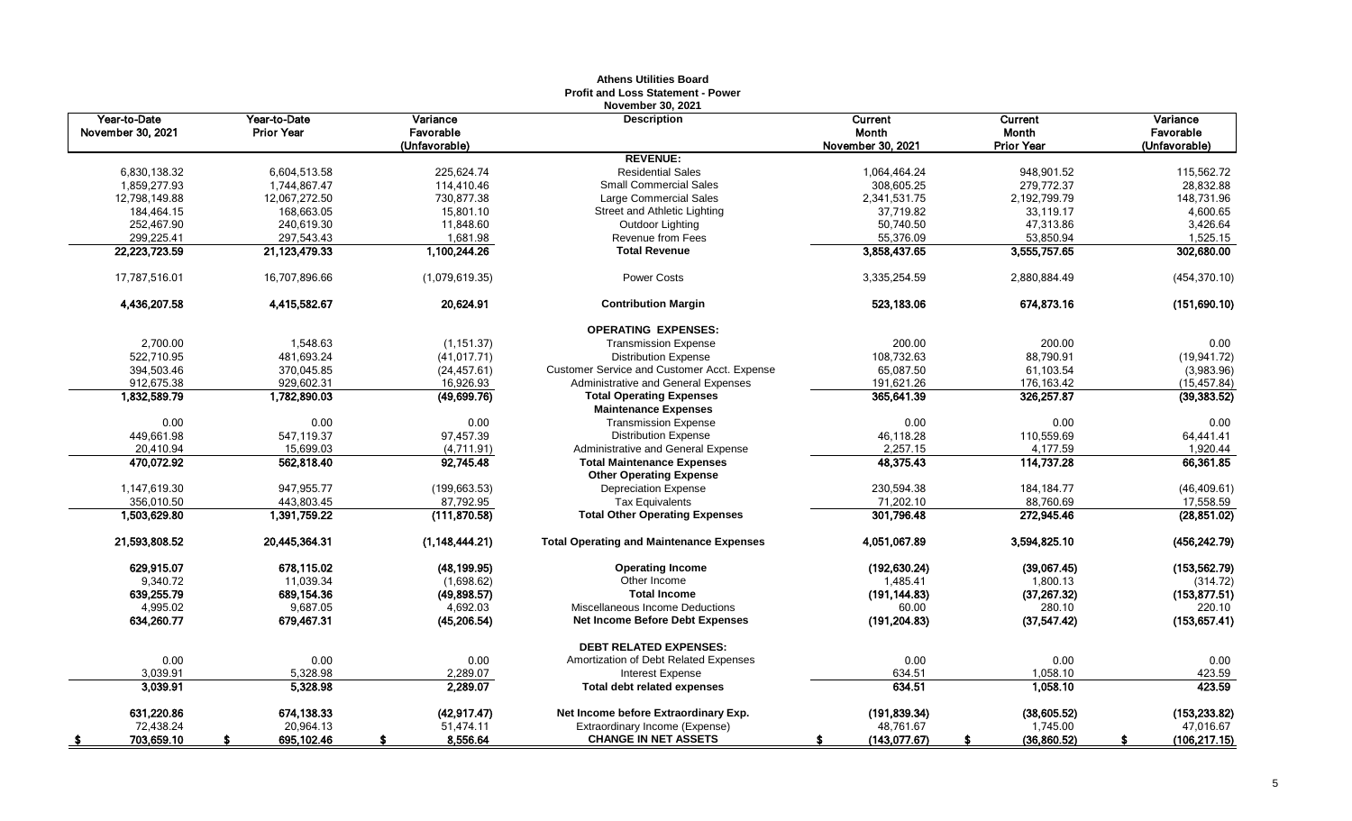# Athens Utilities Board
## Profit and Loss Statement - Power
### November 30, 2021

| Year-to-Date November 30, 2021 | Year-to-Date Prior Year | Variance Favorable (Unfavorable) | Description | Current Month November 30, 2021 | Current Month Prior Year | Variance Favorable (Unfavorable) |
|---|---|---|---|---|---|---|
| | | | **REVENUE:** | | | |
| 6,830,138.32 | 6,604,513.58 | 225,624.74 | Residential Sales | 1,064,464.24 | 948,901.52 | 115,562.72 |
| 1,859,277.93 | 1,744,867.47 | 114,410.46 | Small Commercial Sales | 308,605.25 | 279,772.37 | 28,832.88 |
| 12,798,149.88 | 12,067,272.50 | 730,877.38 | Large Commercial Sales | 2,341,531.75 | 2,192,799.79 | 148,731.96 |
| 184,464.15 | 168,663.05 | 15,801.10 | Street and Athletic Lighting | 37,719.82 | 33,119.17 | 4,600.65 |
| 252,467.90 | 240,619.30 | 11,848.60 | Outdoor Lighting | 50,740.50 | 47,313.86 | 3,426.64 |
| 299,225.41 | 297,543.43 | 1,681.98 | Revenue from Fees | 55,376.09 | 53,850.94 | 1,525.15 |
| **22,223,723.59** | **21,123,479.33** | **1,100,244.26** | **Total Revenue** | **3,858,437.65** | **3,555,757.65** | **302,680.00** |
| 17,787,516.01 | 16,707,896.66 | (1,079,619.35) | Power Costs | 3,335,254.59 | 2,880,884.49 | (454,370.10) |
| **4,436,207.58** | **4,415,582.67** | **20,624.91** | **Contribution Margin** | **523,183.06** | **674,873.16** | **(151,690.10)** |
| | | | **OPERATING EXPENSES:** | | | |
| 2,700.00 | 1,548.63 | (1,151.37) | Transmission Expense | 200.00 | 200.00 | 0.00 |
| 522,710.95 | 481,693.24 | (41,017.71) | Distribution Expense | 108,732.63 | 88,790.91 | (19,941.72) |
| 394,503.46 | 370,045.85 | (24,457.61) | Customer Service and Customer Acct. Expense | 65,087.50 | 61,103.54 | (3,983.96) |
| 912,675.38 | 929,602.31 | 16,926.93 | Administrative and General Expenses | 191,621.26 | 176,163.42 | (15,457.84) |
| **1,832,589.79** | **1,782,890.03** | **(49,699.76)** | **Total Operating Expenses** | **365,641.39** | **326,257.87** | **(39,383.52)** |
| | | | **Maintenance Expenses** | | | |
| 0.00 | 0.00 | 0.00 | Transmission Expense | 0.00 | 0.00 | 0.00 |
| 449,661.98 | 547,119.37 | 97,457.39 | Distribution Expense | 46,118.28 | 110,559.69 | 64,441.41 |
| 20,410.94 | 15,699.03 | (4,711.91) | Administrative and General Expense | 2,257.15 | 4,177.59 | 1,920.44 |
| **470,072.92** | **562,818.40** | **92,745.48** | **Total Maintenance Expenses** | **48,375.43** | **114,737.28** | **66,361.85** |
| | | | **Other Operating Expense** | | | |
| 1,147,619.30 | 947,955.77 | (199,663.53) | Depreciation Expense | 230,594.38 | 184,184.77 | (46,409.61) |
| 356,010.50 | 443,803.45 | 87,792.95 | Tax Equivalents | 71,202.10 | 88,760.69 | 17,558.59 |
| **1,503,629.80** | **1,391,759.22** | **(111,870.58)** | **Total Other Operating Expenses** | **301,796.48** | **272,945.46** | **(28,851.02)** |
| **21,593,808.52** | **20,445,364.31** | **(1,148,444.21)** | **Total Operating and Maintenance Expenses** | **4,051,067.89** | **3,594,825.10** | **(456,242.79)** |
| **629,915.07** | **678,115.02** | **(48,199.95)** | **Operating Income** | **(192,630.24)** | **(39,067.45)** | **(153,562.79)** |
| 9,340.72 | 11,039.34 | (1,698.62) | Other Income | 1,485.41 | 1,800.13 | (314.72) |
| **639,255.79** | **689,154.36** | **(49,898.57)** | **Total Income** | **(191,144.83)** | **(37,267.32)** | **(153,877.51)** |
| 4,995.02 | 9,687.05 | 4,692.03 | Miscellaneous Income Deductions | 60.00 | 280.10 | 220.10 |
| **634,260.77** | **679,467.31** | **(45,206.54)** | **Net Income Before Debt Expenses** | **(191,204.83)** | **(37,547.42)** | **(153,657.41)** |
| | | | **DEBT RELATED EXPENSES:** | | | |
| 0.00 | 0.00 | 0.00 | Amortization of Debt Related Expenses | 0.00 | 0.00 | 0.00 |
| 3,039.91 | 5,328.98 | 2,289.07 | Interest Expense | 634.51 | 1,058.10 | 423.59 |
| **3,039.91** | **5,328.98** | **2,289.07** | **Total debt related expenses** | **634.51** | **1,058.10** | **423.59** |
| **631,220.86** | **674,138.33** | **(42,917.47)** | **Net Income before Extraordinary Exp.** | **(191,839.34)** | **(38,605.52)** | **(153,233.82)** |
| 72,438.24 | 20,964.13 | 51,474.11 | Extraordinary Income (Expense) | 48,761.67 | 1,745.00 | 47,016.67 |
| **$ 703,659.10** | **$ 695,102.46** | **$ 8,556.64** | **CHANGE IN NET ASSETS** | **$ (143,077.67)** | **$ (36,860.52)** | **$ (106,217.15)** |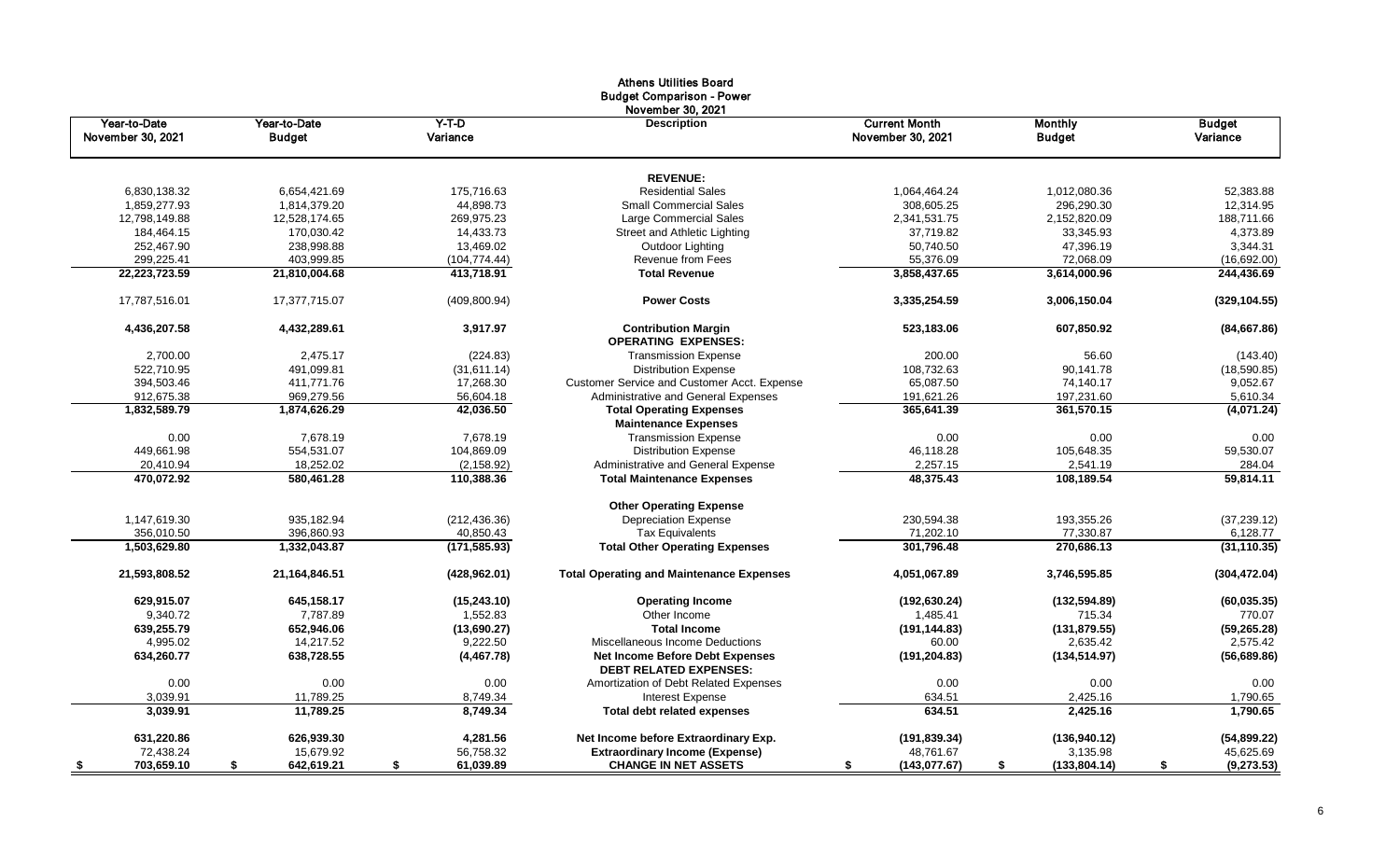# Athens Utilities Board
## Budget Comparison - Power
### November 30, 2021

| Year-to-Date November 30, 2021 | Year-to-Date Budget | Y-T-D Variance | Description | Current Month November 30, 2021 | Monthly Budget | Budget Variance |
|---|---|---|---|---|---|---|
| | | | **REVENUE:** | | | |
| 6,830,138.32 | 6,654,421.69 | 175,716.63 | Residential Sales | 1,064,464.24 | 1,012,080.36 | 52,383.88 |
| 1,859,277.93 | 1,814,379.20 | 44,898.73 | Small Commercial Sales | 308,605.25 | 296,290.30 | 12,314.95 |
| 12,798,149.88 | 12,528,174.65 | 269,975.23 | Large Commercial Sales | 2,341,531.75 | 2,152,820.09 | 188,711.66 |
| 184,464.15 | 170,030.42 | 14,433.73 | Street and Athletic Lighting | 37,719.82 | 33,345.93 | 4,373.89 |
| 252,467.90 | 238,998.88 | 13,469.02 | Outdoor Lighting | 50,740.50 | 47,396.19 | 3,344.31 |
| 299,225.41 | 403,999.85 | (104,774.44) | Revenue from Fees | 55,376.09 | 72,068.09 | (16,692.00) |
| **22,223,723.59** | **21,810,004.68** | **413,718.91** | **Total Revenue** | **3,858,437.65** | **3,614,000.96** | **244,436.69** |
| 17,787,516.01 | 17,377,715.07 | (409,800.94) | **Power Costs** | **3,335,254.59** | **3,006,150.04** | **(329,104.55)** |
| **4,436,207.58** | **4,432,289.61** | **3,917.97** | **Contribution Margin** | **523,183.06** | **607,850.92** | **(84,667.86)** |
| | | | **OPERATING EXPENSES:** | | | |
| 2,700.00 | 2,475.17 | (224.83) | Transmission Expense | 200.00 | 56.60 | (143.40) |
| 522,710.95 | 491,099.81 | (31,611.14) | Distribution Expense | 108,732.63 | 90,141.78 | (18,590.85) |
| 394,503.46 | 411,771.76 | 17,268.30 | Customer Service and Customer Acct. Expense | 65,087.50 | 74,140.17 | 9,052.67 |
| 912,675.38 | 969,279.56 | 56,604.18 | Administrative and General Expenses | 191,621.26 | 197,231.60 | 5,610.34 |
| **1,832,589.79** | **1,874,626.29** | **42,036.50** | **Total Operating Expenses** | **365,641.39** | **361,570.15** | **(4,071.24)** |
| | | | **Maintenance Expenses** | | | |
| 0.00 | 7,678.19 | 7,678.19 | Transmission Expense | 0.00 | 0.00 | 0.00 |
| 449,661.98 | 554,531.07 | 104,869.09 | Distribution Expense | 46,118.28 | 105,648.35 | 59,530.07 |
| 20,410.94 | 18,252.02 | (2,158.92) | Administrative and General Expense | 2,257.15 | 2,541.19 | 284.04 |
| **470,072.92** | **580,461.28** | **110,388.36** | **Total Maintenance Expenses** | **48,375.43** | **108,189.54** | **59,814.11** |
| | | | **Other Operating Expense** | | | |
| 1,147,619.30 | 935,182.94 | (212,436.36) | Depreciation Expense | 230,594.38 | 193,355.26 | (37,239.12) |
| 356,010.50 | 396,860.93 | 40,850.43 | Tax Equivalents | 71,202.10 | 77,330.87 | 6,128.77 |
| **1,503,629.80** | **1,332,043.87** | **(171,585.93)** | **Total Other Operating Expenses** | **301,796.48** | **270,686.13** | **(31,110.35)** |
| **21,593,808.52** | **21,164,846.51** | **(428,962.01)** | **Total Operating and Maintenance Expenses** | **4,051,067.89** | **3,746,595.85** | **(304,472.04)** |
| **629,915.07** | **645,158.17** | **(15,243.10)** | **Operating Income** | **(192,630.24)** | **(132,594.89)** | **(60,035.35)** |
| 9,340.72 | 7,787.89 | 1,552.83 | Other Income | 1,485.41 | 715.34 | 770.07 |
| **639,255.79** | **652,946.06** | **(13,690.27)** | **Total Income** | **(191,144.83)** | **(131,879.55)** | **(59,265.28)** |
| 4,995.02 | 14,217.52 | 9,222.50 | Miscellaneous Income Deductions | 60.00 | 2,635.42 | 2,575.42 |
| **634,260.77** | **638,728.55** | **(4,467.78)** | **Net Income Before Debt Expenses** | **(191,204.83)** | **(134,514.97)** | **(56,689.86)** |
| | | | **DEBT RELATED EXPENSES:** | | | |
| 0.00 | 0.00 | 0.00 | Amortization of Debt Related Expenses | 0.00 | 0.00 | 0.00 |
| 3,039.91 | 11,789.25 | 8,749.34 | Interest Expense | 634.51 | 2,425.16 | 1,790.65 |
| **3,039.91** | **11,789.25** | **8,749.34** | **Total debt related expenses** | **634.51** | **2,425.16** | **1,790.65** |
| **631,220.86** | **626,939.30** | **4,281.56** | **Net Income before Extraordinary Exp.** | **(191,839.34)** | **(136,940.12)** | **(54,899.22)** |
| 72,438.24 | 15,679.92 | 56,758.32 | **Extraordinary Income (Expense)** | 48,761.67 | 3,135.98 | 45,625.69 |
| **$ 703,659.10** | **$ 642,619.21** | **$ 61,039.89** | **CHANGE IN NET ASSETS** | **$ (143,077.67)** | **$ (133,804.14)** | **$ (9,273.53)** |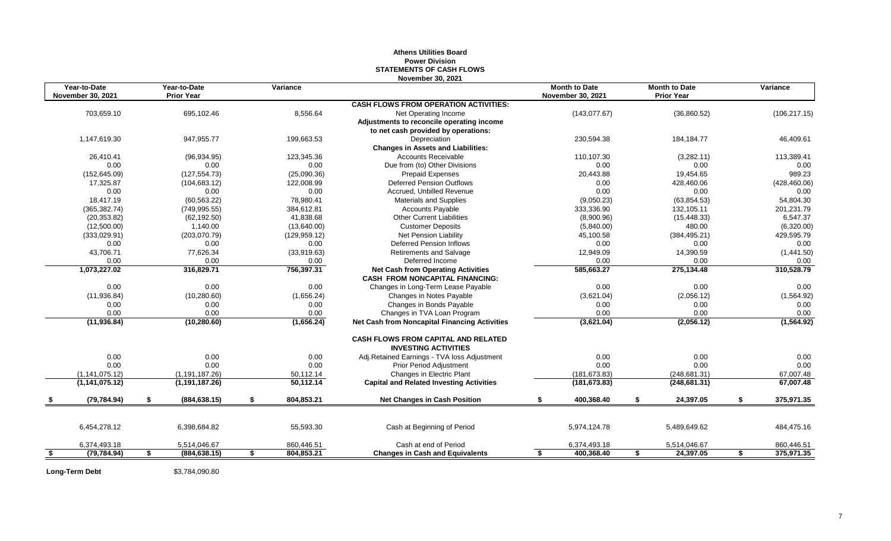**Athens Utilities Board**
**Power Division**
**STATEMENTS OF CASH FLOWS**
**November 30, 2021**

| Year-to-Date November 30, 2021 | Year-to-Date Prior Year | Variance | | Month to Date November 30, 2021 | Month to Date Prior Year | Variance |
|---|---|---|---|---|---|---|
| | | | **CASH FLOWS FROM OPERATION ACTIVITIES:** | | | |
| 703,659.10 | 695,102.46 | 8,556.64 | Net Operating Income | (143,077.67) | (36,860.52) | (106,217.15) |
| | | | **Adjustments to reconcile operating income to net cash provided by operations:** | | | |
| 1,147,619.30 | 947,955.77 | 199,663.53 | Depreciation | 230,594.38 | 184,184.77 | 46,409.61 |
| | | | **Changes in Assets and Liabilities:** | | | |
| 26,410.41 | (96,934.95) | 123,345.36 | Accounts Receivable | 110,107.30 | (3,282.11) | 113,389.41 |
| 0.00 | 0.00 | 0.00 | Due from (to) Other Divisions | 0.00 | 0.00 | 0.00 |
| (152,645.09) | (127,554.73) | (25,090.36) | Prepaid Expenses | 20,443.88 | 19,454.65 | 989.23 |
| 17,325.87 | (104,683.12) | 122,008.99 | Deferred Pension Outflows | 0.00 | 428,460.06 | (428,460.06) |
| 0.00 | 0.00 | 0.00 | Accrued, Unbilled Revenue | 0.00 | 0.00 | 0.00 |
| 18,417.19 | (60,563.22) | 78,980.41 | Materials and Supplies | (9,050.23) | (63,854.53) | 54,804.30 |
| (365,382.74) | (749,995.55) | 384,612.81 | Accounts Payable | 333,336.90 | 132,105.11 | 201,231.79 |
| (20,353.82) | (62,192.50) | 41,838.68 | Other Current Liabilities | (8,900.96) | (15,448.33) | 6,547.37 |
| (12,500.00) | 1,140.00 | (13,640.00) | Customer Deposits | (5,840.00) | 480.00 | (6,320.00) |
| (333,029.91) | (203,070.79) | (129,959.12) | Net Pension Liability | 45,100.58 | (384,495.21) | 429,595.79 |
| 0.00 | 0.00 | 0.00 | Deferred Pension Inflows | 0.00 | 0.00 | 0.00 |
| 43,706.71 | 77,626.34 | (33,919.63) | Retirements and Salvage | 12,949.09 | 14,390.59 | (1,441.50) |
| 0.00 | 0.00 | 0.00 | Deferred Income | 0.00 | 0.00 | 0.00 |
| **1,073,227.02** | **316,829.71** | **756,397.31** | **Net Cash from Operating Activities** | **585,663.27** | **275,134.48** | **310,528.79** |
| | | | **CASH FROM NONCAPITAL FINANCING:** | | | |
| 0.00 | 0.00 | 0.00 | Changes in Long-Term Lease Payable | 0.00 | 0.00 | 0.00 |
| (11,936.84) | (10,280.60) | (1,656.24) | Changes in Notes Payable | (3,621.04) | (2,056.12) | (1,564.92) |
| 0.00 | 0.00 | 0.00 | Changes in Bonds Payable | 0.00 | 0.00 | 0.00 |
| 0.00 | 0.00 | 0.00 | Changes in TVA Loan Program | 0.00 | 0.00 | 0.00 |
| **(11,936.84)** | **(10,280.60)** | **(1,656.24)** | **Net Cash from Noncapital Financing Activities** | **(3,621.04)** | **(2,056.12)** | **(1,564.92)** |
| | | | **CASH FLOWS FROM CAPITAL AND RELATED INVESTING ACTIVITIES** | | | |
| 0.00 | 0.00 | 0.00 | Adj.Retained Earnings - TVA loss Adjustment | 0.00 | 0.00 | 0.00 |
| 0.00 | 0.00 | 0.00 | Prior Period Adjustment | 0.00 | 0.00 | 0.00 |
| (1,141,075.12) | (1,191,187.26) | 50,112.14 | Changes in Electric Plant | (181,673.83) | (248,681.31) | 67,007.48 |
| **(1,141,075.12)** | **(1,191,187.26)** | **50,112.14** | **Capital and Related Investing Activities** | **(181,673.83)** | **(248,681.31)** | **67,007.48** |
| **$ (79,784.94)** | **$ (884,638.15)** | **$ 804,853.21** | **Net Changes in Cash Position** | **$ 400,368.40** | **$ 24,397.05** | **$ 375,971.35** |
| 6,454,278.12 | 6,398,684.82 | 55,593.30 | Cash at Beginning of Period | 5,974,124.78 | 5,489,649.62 | 484,475.16 |
| 6,374,493.18 | 5,514,046.67 | 860,446.51 | Cash at end of Period | 6,374,493.18 | 5,514,046.67 | 860,446.51 |
| **$ (79,784.94)** | **$ (884,638.15)** | **$ 804,853.21** | **Changes in Cash and Equivalents** | **$ 400,368.40** | **$ 24,397.05** | **$ 375,971.35** |

**Long-Term Debt** $3,784,090.80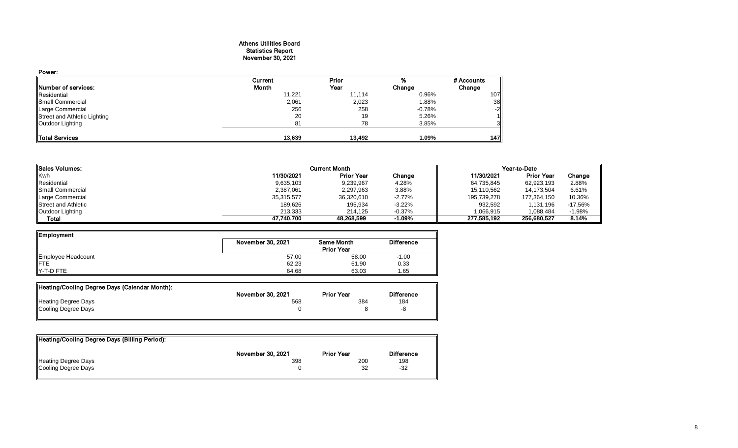# Athens Utilities Board
## Statistics Report
## November 30, 2021

**Power:**

| Number of services: | Current Month | Prior Year | % Change | # Accounts Change |
|---|---|---|---|---|
| Residential | 11,221 | 11,114 | 0.96% | 107 |
| Small Commercial | 2,061 | 2,023 | 1.88% | 38 |
| Large Commercial | 256 | 258 | -0.78% | -2 |
| Street and Athletic Lighting | 20 | 19 | 5.26% | 1 |
| Outdoor Lighting | 81 | 78 | 3.85% | 3 |
| **Total Services** | **13,639** | **13,492** | **1.09%** | **147** |

| Sales Volumes: | Current Month | | | Year-to-Date | | |
|---|---|---|---|---|---|---|
| Kwh | 11/30/2021 | Prior Year | Change | 11/30/2021 | Prior Year | Change |
| Residential | 9,635,103 | 9,239,967 | 4.28% | 64,735,845 | 62,923,193 | 2.88% |
| Small Commercial | 2,387,061 | 2,297,963 | 3.88% | 15,110,562 | 14,173,504 | 6.61% |
| Large Commercial | 35,315,577 | 36,320,610 | -2.77% | 195,739,278 | 177,364,150 | 10.36% |
| Street and Athletic | 189,626 | 195,934 | -3.22% | 932,592 | 1,131,196 | -17.56% |
| Outdoor Lighting | 213,333 | 214,125 | -0.37% | 1,066,915 | 1,088,484 | -1.98% |
| **Total** | **47,740,700** | **48,268,599** | **-1.09%** | **277,585,192** | **256,680,527** | **8.14%** |

| Employment | November 30, 2021 | Same Month Prior Year | Difference |
|---|---|---|---|
| Employee Headcount | 57.00 | 58.00 | -1.00 |
| FTE | 62.23 | 61.90 | 0.33 |
| Y-T-D FTE | 64.68 | 63.03 | 1.65 |

| Heating/Cooling Degree Days (Calendar Month): | November 30, 2021 | Prior Year | Difference |
|---|---|---|---|
| Heating Degree Days | 568 | 384 | 184 |
| Cooling Degree Days | 0 | 8 | -8 |

| Heating/Cooling Degree Days (Billing Period): | November 30, 2021 | Prior Year | Difference |
|---|---|---|---|
| Heating Degree Days | 398 | 200 | 198 |
| Cooling Degree Days | 0 | 32 | -32 |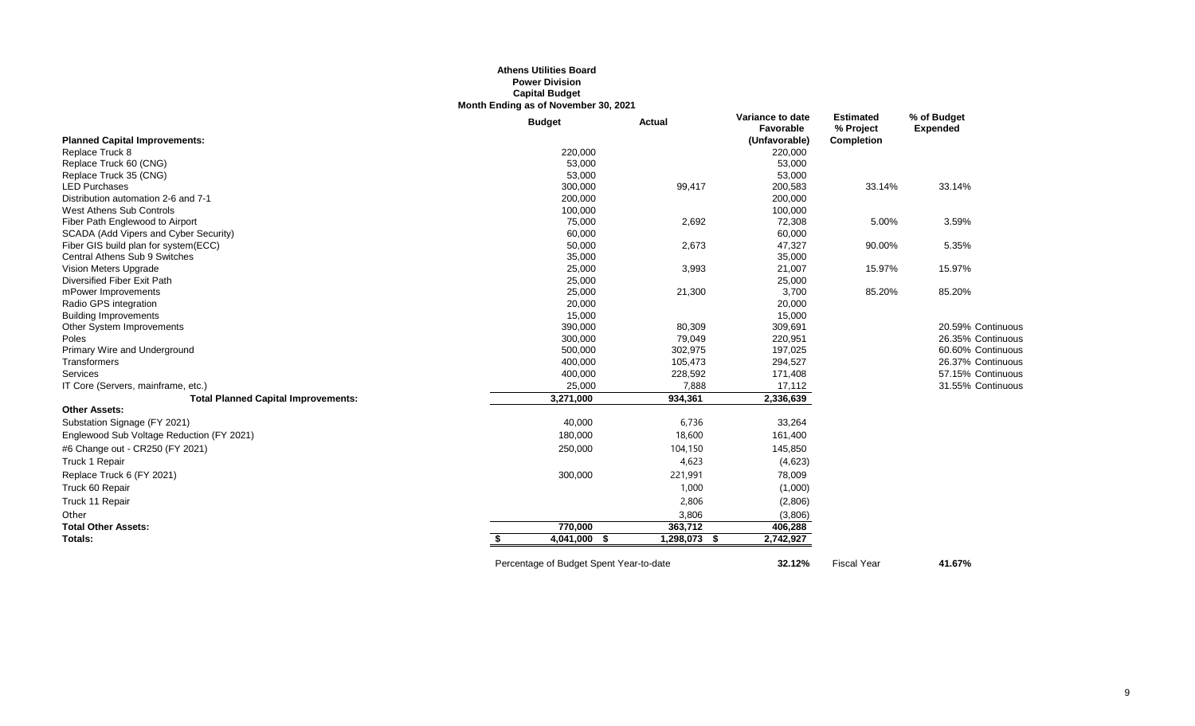**Athens Utilities Board**
**Power Division**
**Capital Budget**
**Month Ending as of November 30, 2021**

| | Budget | Actual | Variance to date Favorable (Unfavorable) | Estimated % Project Completion | % of Budget Expended | |
|---|---|---|---|---|---|---|
| **Planned Capital Improvements:** | | | | | | |
| Replace Truck 8 | 220,000 | | 220,000 | | | |
| Replace Truck 60 (CNG) | 53,000 | | 53,000 | | | |
| Replace Truck 35 (CNG) | 53,000 | | 53,000 | | | |
| LED Purchases | 300,000 | 99,417 | 200,583 | 33.14% | 33.14% | |
| Distribution automation 2-6 and 7-1 | 200,000 | | 200,000 | | | |
| West Athens Sub Controls | 100,000 | | 100,000 | | | |
| Fiber Path Englewood to Airport | 75,000 | 2,692 | 72,308 | 5.00% | 3.59% | |
| SCADA (Add Vipers and Cyber Security) | 60,000 | | 60,000 | | | |
| Fiber GIS build plan for system(ECC) | 50,000 | 2,673 | 47,327 | 90.00% | 5.35% | |
| Central Athens Sub 9 Switches | 35,000 | | 35,000 | | | |
| Vision Meters Upgrade | 25,000 | 3,993 | 21,007 | 15.97% | 15.97% | |
| Diversified Fiber Exit Path | 25,000 | | 25,000 | | | |
| mPower Improvements | 25,000 | 21,300 | 3,700 | 85.20% | 85.20% | |
| Radio GPS integration | 20,000 | | 20,000 | | | |
| Building Improvements | 15,000 | | 15,000 | | | |
| Other System Improvements | 390,000 | 80,309 | 309,691 | | 20.59% | Continuous |
| Poles | 300,000 | 79,049 | 220,951 | | 26.35% | Continuous |
| Primary Wire and Underground | 500,000 | 302,975 | 197,025 | | 60.60% | Continuous |
| Transformers | 400,000 | 105,473 | 294,527 | | 26.37% | Continuous |
| Services | 400,000 | 228,592 | 171,408 | | 57.15% | Continuous |
| IT Core (Servers, mainframe, etc.) | 25,000 | 7,888 | 17,112 | | 31.55% | Continuous |
| **Total Planned Capital Improvements:** | **3,271,000** | **934,361** | **2,336,639** | | | |
| **Other Assets:** | | | | | | |
| Substation Signage (FY 2021) | 40,000 | 6,736 | 33,264 | | | |
| Englewood Sub Voltage Reduction (FY 2021) | 180,000 | 18,600 | 161,400 | | | |
| #6 Change out - CR250 (FY 2021) | 250,000 | 104,150 | 145,850 | | | |
| Truck 1 Repair | | 4,623 | (4,623) | | | |
| Replace Truck 6 (FY 2021) | 300,000 | 221,991 | 78,009 | | | |
| Truck 60 Repair | | 1,000 | (1,000) | | | |
| Truck 11 Repair | | 2,806 | (2,806) | | | |
| Other | | 3,806 | (3,806) | | | |
| **Total Other Assets:** | **770,000** | **363,712** | **406,288** | | | |
| **Totals:** | **$ 4,041,000** | **$ 1,298,073** | **$ 2,742,927** | | | |
| Percentage of Budget Spent Year-to-date | | | **32.12%** | Fiscal Year | **41.67%** | |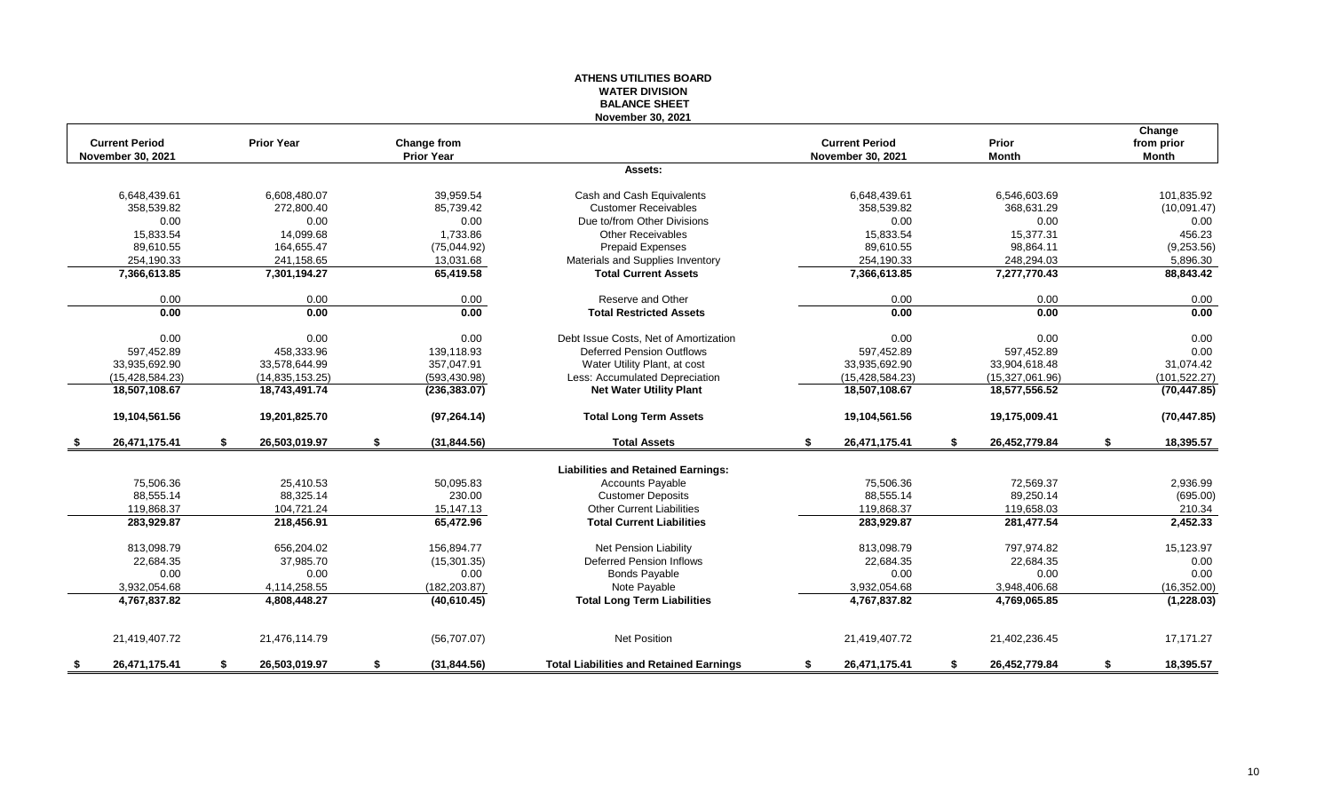# ATHENS UTILITIES BOARD
## WATER DIVISION
## BALANCE SHEET
### November 30, 2021

| Current Period November 30, 2021 | Prior Year | Change from Prior Year | | Current Period November 30, 2021 | Prior Month | Change from prior Month |
|---|---|---|---|---|---|---|
| | | | **Assets:** | | | |
| 6,648,439.61 | 6,608,480.07 | 39,959.54 | Cash and Cash Equivalents | 6,648,439.61 | 6,546,603.69 | 101,835.92 |
| 358,539.82 | 272,800.40 | 85,739.42 | Customer Receivables | 358,539.82 | 368,631.29 | (10,091.47) |
| 0.00 | 0.00 | 0.00 | Due to/from Other Divisions | 0.00 | 0.00 | 0.00 |
| 15,833.54 | 14,099.68 | 1,733.86 | Other Receivables | 15,833.54 | 15,377.31 | 456.23 |
| 89,610.55 | 164,655.47 | (75,044.92) | Prepaid Expenses | 89,610.55 | 98,864.11 | (9,253.56) |
| 254,190.33 | 241,158.65 | 13,031.68 | Materials and Supplies Inventory | 254,190.33 | 248,294.03 | 5,896.30 |
| **7,366,613.85** | **7,301,194.27** | **65,419.58** | **Total Current Assets** | **7,366,613.85** | **7,277,770.43** | **88,843.42** |
| 0.00 | 0.00 | 0.00 | Reserve and Other | 0.00 | 0.00 | 0.00 |
| **0.00** | **0.00** | **0.00** | **Total Restricted Assets** | **0.00** | **0.00** | **0.00** |
| 0.00 | 0.00 | 0.00 | Debt Issue Costs, Net of Amortization | 0.00 | 0.00 | 0.00 |
| 597,452.89 | 458,333.96 | 139,118.93 | Deferred Pension Outflows | 597,452.89 | 597,452.89 | 0.00 |
| 33,935,692.90 | 33,578,644.99 | 357,047.91 | Water Utility Plant, at cost | 33,935,692.90 | 33,904,618.48 | 31,074.42 |
| (15,428,584.23) | (14,835,153.25) | (593,430.98) | Less: Accumulated Depreciation | (15,428,584.23) | (15,327,061.96) | (101,522.27) |
| **18,507,108.67** | **18,743,491.74** | **(236,383.07)** | **Net Water Utility Plant** | **18,507,108.67** | **18,577,556.52** | **(70,447.85)** |
| **19,104,561.56** | **19,201,825.70** | **(97,264.14)** | **Total Long Term Assets** | **19,104,561.56** | **19,175,009.41** | **(70,447.85)** |
| **$ 26,471,175.41** | **$ 26,503,019.97** | **$ (31,844.56)** | **Total Assets** | **$ 26,471,175.41** | **$ 26,452,779.84** | **$ 18,395.57** |
| | | | **Liabilities and Retained Earnings:** | | | |
| 75,506.36 | 25,410.53 | 50,095.83 | Accounts Payable | 75,506.36 | 72,569.37 | 2,936.99 |
| 88,555.14 | 88,325.14 | 230.00 | Customer Deposits | 88,555.14 | 89,250.14 | (695.00) |
| 119,868.37 | 104,721.24 | 15,147.13 | Other Current Liabilities | 119,868.37 | 119,658.03 | 210.34 |
| **283,929.87** | **218,456.91** | **65,472.96** | **Total Current Liabilities** | **283,929.87** | **281,477.54** | **2,452.33** |
| 813,098.79 | 656,204.02 | 156,894.77 | Net Pension Liability | 813,098.79 | 797,974.82 | 15,123.97 |
| 22,684.35 | 37,985.70 | (15,301.35) | Deferred Pension Inflows | 22,684.35 | 22,684.35 | 0.00 |
| 0.00 | 0.00 | 0.00 | Bonds Payable | 0.00 | 0.00 | 0.00 |
| 3,932,054.68 | 4,114,258.55 | (182,203.87) | Note Payable | 3,932,054.68 | 3,948,406.68 | (16,352.00) |
| **4,767,837.82** | **4,808,448.27** | **(40,610.45)** | **Total Long Term Liabilities** | **4,767,837.82** | **4,769,065.85** | **(1,228.03)** |
| 21,419,407.72 | 21,476,114.79 | (56,707.07) | Net Position | 21,419,407.72 | 21,402,236.45 | 17,171.27 |
| **$ 26,471,175.41** | **$ 26,503,019.97** | **$ (31,844.56)** | **Total Liabilities and Retained Earnings** | **$ 26,471,175.41** | **$ 26,452,779.84** | **$ 18,395.57** |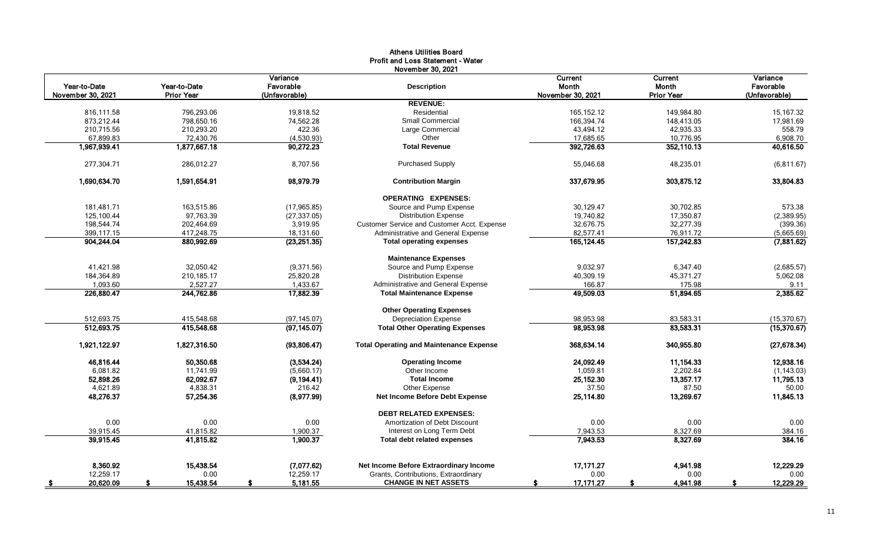# Athens Utilities Board
## Profit and Loss Statement - Water
### November 30, 2021

| Year-to-Date November 30, 2021 | Year-to-Date Prior Year | Variance Favorable (Unfavorable) | Description | Current Month November 30, 2021 | Current Month Prior Year | Variance Favorable (Unfavorable) |
|---|---|---|---|---|---|---|
| | | | **REVENUE:** | | | |
| 816,111.58 | 796,293.06 | 19,818.52 | Residential | 165,152.12 | 149,984.80 | 15,167.32 |
| 873,212.44 | 798,650.16 | 74,562.28 | Small Commercial | 166,394.74 | 148,413.05 | 17,981.69 |
| 210,715.56 | 210,293.20 | 422.36 | Large Commercial | 43,494.12 | 42,935.33 | 558.79 |
| 67,899.83 | 72,430.76 | (4,530.93) | Other | 17,685.65 | 10,776.95 | 6,908.70 |
| **1,967,939.41** | **1,877,667.18** | **90,272.23** | **Total Revenue** | **392,726.63** | **352,110.13** | **40,616.50** |
| 277,304.71 | 286,012.27 | 8,707.56 | Purchased Supply | 55,046.68 | 48,235.01 | (6,811.67) |
| **1,690,634.70** | **1,591,654.91** | **98,979.79** | **Contribution Margin** | **337,679.95** | **303,875.12** | **33,804.83** |
| | | | **OPERATING EXPENSES:** | | | |
| 181,481.71 | 163,515.86 | (17,965.85) | Source and Pump Expense | 30,129.47 | 30,702.85 | 573.38 |
| 125,100.44 | 97,763.39 | (27,337.05) | Distribution Expense | 19,740.82 | 17,350.87 | (2,389.95) |
| 198,544.74 | 202,464.69 | 3,919.95 | Customer Service and Customer Acct. Expense | 32,676.75 | 32,277.39 | (399.36) |
| 399,117.15 | 417,248.75 | 18,131.60 | Administrative and General Expense | 82,577.41 | 76,911.72 | (5,665.69) |
| **904,244.04** | **880,992.69** | **(23,251.35)** | **Total operating expenses** | **165,124.45** | **157,242.83** | **(7,881.62)** |
| | | | **Maintenance Expenses** | | | |
| 41,421.98 | 32,050.42 | (9,371.56) | Source and Pump Expense | 9,032.97 | 6,347.40 | (2,685.57) |
| 184,364.89 | 210,185.17 | 25,820.28 | Distribution Expense | 40,309.19 | 45,371.27 | 5,062.08 |
| 1,093.60 | 2,527.27 | 1,433.67 | Administrative and General Expense | 166.87 | 175.98 | 9.11 |
| **226,880.47** | **244,762.86** | **17,882.39** | **Total Maintenance Expense** | **49,509.03** | **51,894.65** | **2,385.62** |
| | | | **Other Operating Expenses** | | | |
| 512,693.75 | 415,548.68 | (97,145.07) | Depreciation Expense | 98,953.98 | 83,583.31 | (15,370.67) |
| **512,693.75** | **415,548.68** | **(97,145.07)** | **Total Other Operating Expenses** | **98,953.98** | **83,583.31** | **(15,370.67)** |
| **1,921,122.97** | **1,827,316.50** | **(93,806.47)** | **Total Operating and Maintenance Expense** | **368,634.14** | **340,955.80** | **(27,678.34)** |
| **46,816.44** | **50,350.68** | **(3,534.24)** | **Operating Income** | **24,092.49** | **11,154.33** | **12,938.16** |
| 6,081.82 | 11,741.99 | (5,660.17) | Other Income | 1,059.81 | 2,202.84 | (1,143.03) |
| **52,898.26** | **62,092.67** | **(9,194.41)** | **Total Income** | **25,152.30** | **13,357.17** | **11,795.13** |
| 4,621.89 | 4,838.31 | 216.42 | Other Expense | 37.50 | 87.50 | 50.00 |
| **48,276.37** | **57,254.36** | **(8,977.99)** | **Net Income Before Debt Expense** | **25,114.80** | **13,269.67** | **11,845.13** |
| | | | **DEBT RELATED EXPENSES:** | | | |
| 0.00 | 0.00 | 0.00 | Amortization of Debt Discount | 0.00 | 0.00 | 0.00 |
| 39,915.45 | 41,815.82 | 1,900.37 | Interest on Long Term Debt | 7,943.53 | 8,327.69 | 384.16 |
| **39,915.45** | **41,815.82** | **1,900.37** | **Total debt related expenses** | **7,943.53** | **8,327.69** | **384.16** |
| **8,360.92** | **15,438.54** | **(7,077.62)** | **Net Income Before Extraordinary Income** | **17,171.27** | **4,941.98** | **12,229.29** |
| 12,259.17 | 0.00 | 12,259.17 | Grants, Contributions, Extraordinary | 0.00 | 0.00 | 0.00 |
| **$ 20,620.09** | **$ 15,438.54** | **$ 5,181.55** | **CHANGE IN NET ASSETS** | **$ 17,171.27** | **$ 4,941.98** | **$ 12,229.29** |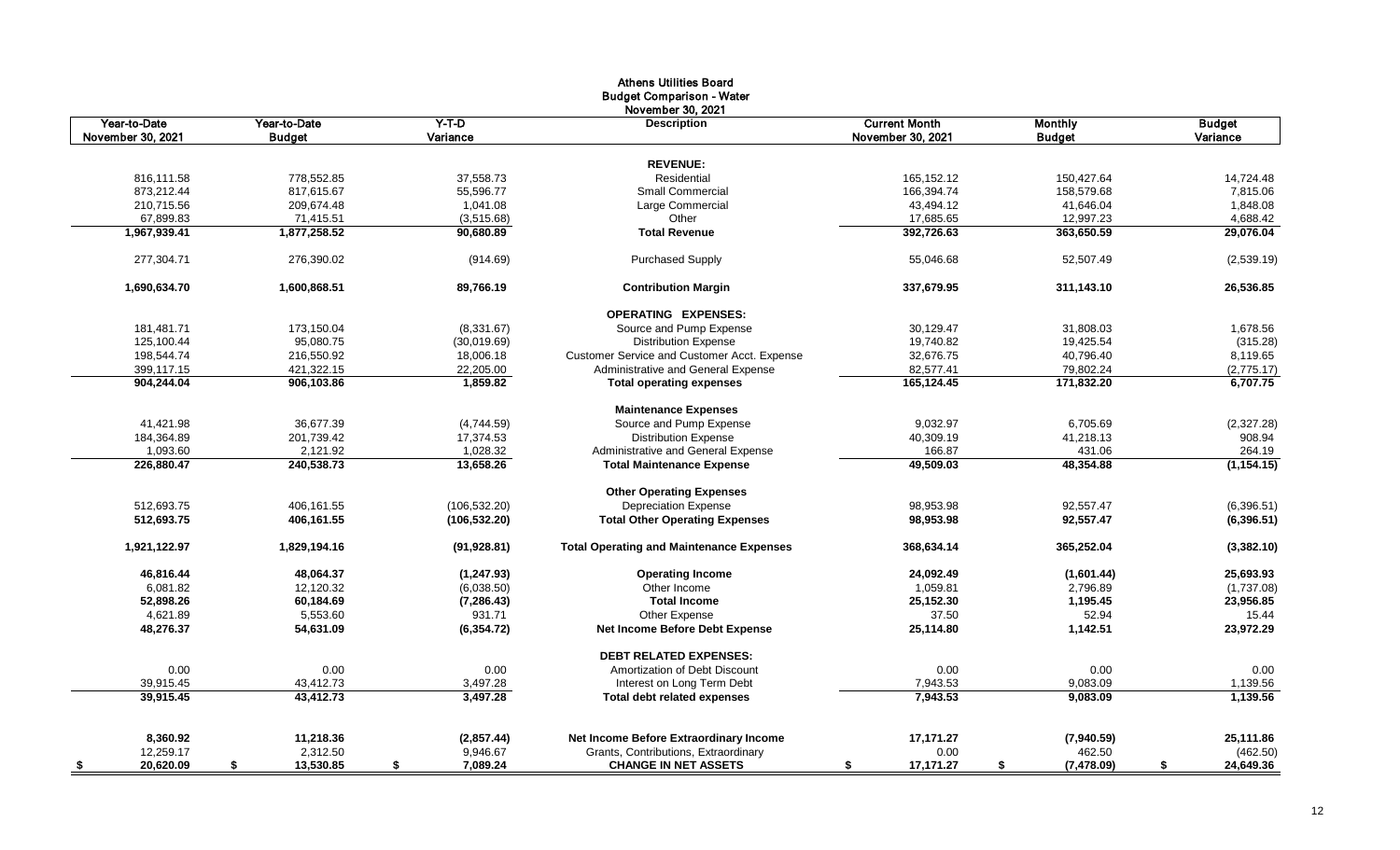# Athens Utilities Board
## Budget Comparison - Water
### November 30, 2021

| Year-to-Date November 30, 2021 | Year-to-Date Budget | Y-T-D Variance | Description | Current Month November 30, 2021 | Monthly Budget | Budget Variance |
|---|---|---|---|---|---|---|
| | | | **REVENUE:** | | | |
| 816,111.58 | 778,552.85 | 37,558.73 | Residential | 165,152.12 | 150,427.64 | 14,724.48 |
| 873,212.44 | 817,615.67 | 55,596.77 | Small Commercial | 166,394.74 | 158,579.68 | 7,815.06 |
| 210,715.56 | 209,674.48 | 1,041.08 | Large Commercial | 43,494.12 | 41,646.04 | 1,848.08 |
| 67,899.83 | 71,415.51 | (3,515.68) | Other | 17,685.65 | 12,997.23 | 4,688.42 |
| **1,967,939.41** | **1,877,258.52** | **90,680.89** | **Total Revenue** | **392,726.63** | **363,650.59** | **29,076.04** |
| 277,304.71 | 276,390.02 | (914.69) | Purchased Supply | 55,046.68 | 52,507.49 | (2,539.19) |
| **1,690,634.70** | **1,600,868.51** | **89,766.19** | **Contribution Margin** | **337,679.95** | **311,143.10** | **26,536.85** |
| | | | **OPERATING EXPENSES:** | | | |
| 181,481.71 | 173,150.04 | (8,331.67) | Source and Pump Expense | 30,129.47 | 31,808.03 | 1,678.56 |
| 125,100.44 | 95,080.75 | (30,019.69) | Distribution Expense | 19,740.82 | 19,425.54 | (315.28) |
| 198,544.74 | 216,550.92 | 18,006.18 | Customer Service and Customer Acct. Expense | 32,676.75 | 40,796.40 | 8,119.65 |
| 399,117.15 | 421,322.15 | 22,205.00 | Administrative and General Expense | 82,577.41 | 79,802.24 | (2,775.17) |
| **904,244.04** | **906,103.86** | **1,859.82** | **Total operating expenses** | **165,124.45** | **171,832.20** | **6,707.75** |
| | | | **Maintenance Expenses** | | | |
| 41,421.98 | 36,677.39 | (4,744.59) | Source and Pump Expense | 9,032.97 | 6,705.69 | (2,327.28) |
| 184,364.89 | 201,739.42 | 17,374.53 | Distribution Expense | 40,309.19 | 41,218.13 | 908.94 |
| 1,093.60 | 2,121.92 | 1,028.32 | Administrative and General Expense | 166.87 | 431.06 | 264.19 |
| **226,880.47** | **240,538.73** | **13,658.26** | **Total Maintenance Expense** | **49,509.03** | **48,354.88** | **(1,154.15)** |
| | | | **Other Operating Expenses** | | | |
| 512,693.75 | 406,161.55 | (106,532.20) | Depreciation Expense | 98,953.98 | 92,557.47 | (6,396.51) |
| **512,693.75** | **406,161.55** | **(106,532.20)** | **Total Other Operating Expenses** | **98,953.98** | **92,557.47** | **(6,396.51)** |
| **1,921,122.97** | **1,829,194.16** | **(91,928.81)** | **Total Operating and Maintenance Expenses** | **368,634.14** | **365,252.04** | **(3,382.10)** |
| **46,816.44** | **48,064.37** | **(1,247.93)** | **Operating Income** | **24,092.49** | **(1,601.44)** | **25,693.93** |
| 6,081.82 | 12,120.32 | (6,038.50) | Other Income | 1,059.81 | 2,796.89 | (1,737.08) |
| **52,898.26** | **60,184.69** | **(7,286.43)** | **Total Income** | **25,152.30** | **1,195.45** | **23,956.85** |
| 4,621.89 | 5,553.60 | 931.71 | Other Expense | 37.50 | 52.94 | 15.44 |
| **48,276.37** | **54,631.09** | **(6,354.72)** | **Net Income Before Debt Expense** | **25,114.80** | **1,142.51** | **23,972.29** |
| | | | **DEBT RELATED EXPENSES:** | | | |
| 0.00 | 0.00 | 0.00 | Amortization of Debt Discount | 0.00 | 0.00 | 0.00 |
| 39,915.45 | 43,412.73 | 3,497.28 | Interest on Long Term Debt | 7,943.53 | 9,083.09 | 1,139.56 |
| **39,915.45** | **43,412.73** | **3,497.28** | **Total debt related expenses** | **7,943.53** | **9,083.09** | **1,139.56** |
| **8,360.92** | **11,218.36** | **(2,857.44)** | **Net Income Before Extraordinary Income** | **17,171.27** | **(7,940.59)** | **25,111.86** |
| 12,259.17 | 2,312.50 | 9,946.67 | Grants, Contributions, Extraordinary | 0.00 | 462.50 | (462.50) |
| **$ 20,620.09** | **$ 13,530.85** | **$ 7,089.24** | **CHANGE IN NET ASSETS** | **$ 17,171.27** | **$ (7,478.09)** | **$ 24,649.36** |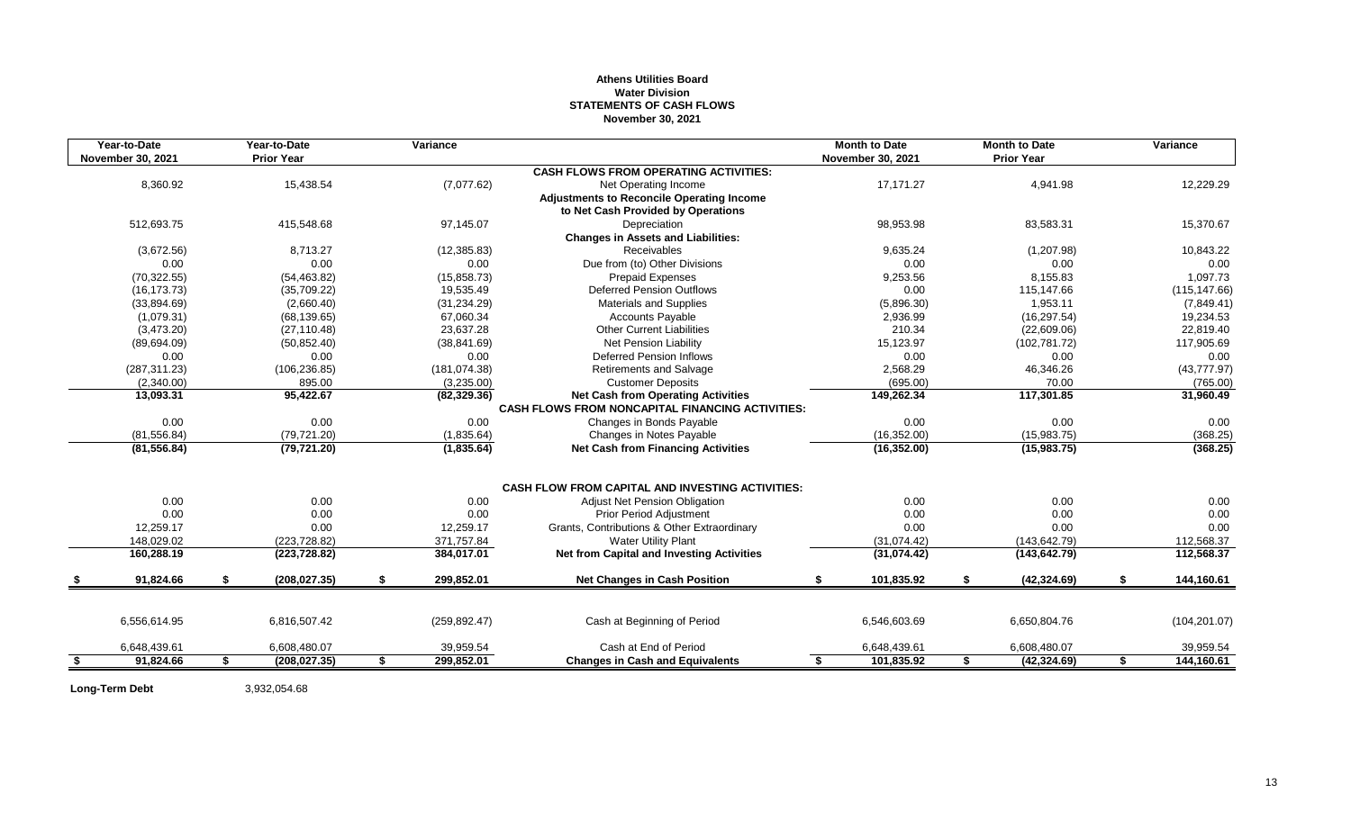# Athens Utilities Board
## Water Division
## STATEMENTS OF CASH FLOWS
### November 30, 2021

| Year-to-Date November 30, 2021 | Year-to-Date Prior Year | Variance | | Month to Date November 30, 2021 | Month to Date Prior Year | Variance |
|---|---|---|---|---|---|---|
| | | | **CASH FLOWS FROM OPERATING ACTIVITIES:** | | | |
| 8,360.92 | 15,438.54 | (7,077.62) | Net Operating Income | 17,171.27 | 4,941.98 | 12,229.29 |
| | | | **Adjustments to Reconcile Operating Income to Net Cash Provided by Operations** | | | |
| 512,693.75 | 415,548.68 | 97,145.07 | Depreciation | 98,953.98 | 83,583.31 | 15,370.67 |
| | | | **Changes in Assets and Liabilities:** | | | |
| (3,672.56) | 8,713.27 | (12,385.83) | Receivables | 9,635.24 | (1,207.98) | 10,843.22 |
| 0.00 | 0.00 | 0.00 | Due from (to) Other Divisions | 0.00 | 0.00 | 0.00 |
| (70,322.55) | (54,463.82) | (15,858.73) | Prepaid Expenses | 9,253.56 | 8,155.83 | 1,097.73 |
| (16,173.73) | (35,709.22) | 19,535.49 | Deferred Pension Outflows | 0.00 | 115,147.66 | (115,147.66) |
| (33,894.69) | (2,660.40) | (31,234.29) | Materials and Supplies | (5,896.30) | 1,953.11 | (7,849.41) |
| (1,079.31) | (68,139.65) | 67,060.34 | Accounts Payable | 2,936.99 | (16,297.54) | 19,234.53 |
| (3,473.20) | (27,110.48) | 23,637.28 | Other Current Liabilities | 210.34 | (22,609.06) | 22,819.40 |
| (89,694.09) | (50,852.40) | (38,841.69) | Net Pension Liability | 15,123.97 | (102,781.72) | 117,905.69 |
| 0.00 | 0.00 | 0.00 | Deferred Pension Inflows | 0.00 | 0.00 | 0.00 |
| (287,311.23) | (106,236.85) | (181,074.38) | Retirements and Salvage | 2,568.29 | 46,346.26 | (43,777.97) |
| (2,340.00) | 895.00 | (3,235.00) | Customer Deposits | (695.00) | 70.00 | (765.00) |
| **13,093.31** | **95,422.67** | **(82,329.36)** | **Net Cash from Operating Activities** | **149,262.34** | **117,301.85** | **31,960.49** |
| | | | **CASH FLOWS FROM NONCAPITAL FINANCING ACTIVITIES:** | | | |
| 0.00 | 0.00 | 0.00 | Changes in Bonds Payable | 0.00 | 0.00 | 0.00 |
| (81,556.84) | (79,721.20) | (1,835.64) | Changes in Notes Payable | (16,352.00) | (15,983.75) | (368.25) |
| **(81,556.84)** | **(79,721.20)** | **(1,835.64)** | **Net Cash from Financing Activities** | **(16,352.00)** | **(15,983.75)** | **(368.25)** |
| | | | **CASH FLOW FROM CAPITAL AND INVESTING ACTIVITIES:** | | | |
| 0.00 | 0.00 | 0.00 | Adjust Net Pension Obligation | 0.00 | 0.00 | 0.00 |
| 0.00 | 0.00 | 0.00 | Prior Period Adjustment | 0.00 | 0.00 | 0.00 |
| 12,259.17 | 0.00 | 12,259.17 | Grants, Contributions & Other Extraordinary | 0.00 | 0.00 | 0.00 |
| 148,029.02 | (223,728.82) | 371,757.84 | Water Utility Plant | (31,074.42) | (143,642.79) | 112,568.37 |
| **160,288.19** | **(223,728.82)** | **384,017.01** | **Net from Capital and Investing Activities** | **(31,074.42)** | **(143,642.79)** | **112,568.37** |
| **$ 91,824.66** | **$ (208,027.35)** | **$ 299,852.01** | **Net Changes in Cash Position** | **$ 101,835.92** | **$ (42,324.69)** | **$ 144,160.61** |
| 6,556,614.95 | 6,816,507.42 | (259,892.47) | Cash at Beginning of Period | 6,546,603.69 | 6,650,804.76 | (104,201.07) |
| 6,648,439.61 | 6,608,480.07 | 39,959.54 | Cash at End of Period | 6,648,439.61 | 6,608,480.07 | 39,959.54 |
| **$ 91,824.66** | **$ (208,027.35)** | **$ 299,852.01** | **Changes in Cash and Equivalents** | **$ 101,835.92** | **$ (42,324.69)** | **$ 144,160.61** |

**Long-Term Debt** 3,932,054.68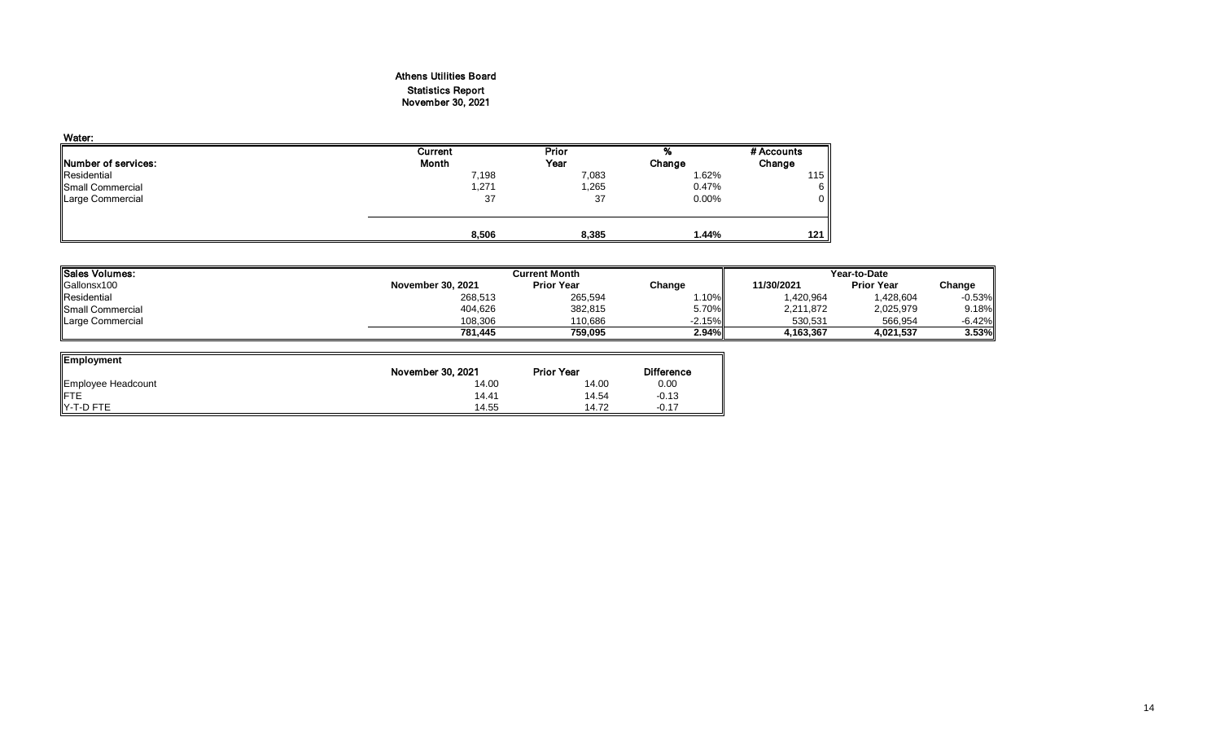# Athens Utilities Board
## Statistics Report
## November 30, 2021

**Water:**

| Number of services: | Current Month | Prior Year | % Change | # Accounts Change |
|---|---|---|---|---|
| Residential | 7,198 | 7,083 | 1.62% | 115 |
| Small Commercial | 1,271 | 1,265 | 0.47% | 6 |
| Large Commercial | 37 | 37 | 0.00% | 0 |
| | **8,506** | **8,385** | **1.44%** | **121** |

| Sales Volumes: | Current Month | | | Year-to-Date | | |
|---|---|---|---|---|---|---|
| Gallonsx100 | November 30, 2021 | Prior Year | Change | 11/30/2021 | Prior Year | Change |
| Residential | 268,513 | 265,594 | 1.10% | 1,420,964 | 1,428,604 | -0.53% |
| Small Commercial | 404,626 | 382,815 | 5.70% | 2,211,872 | 2,025,979 | 9.18% |
| Large Commercial | 108,306 | 110,686 | -2.15% | 530,531 | 566,954 | -6.42% |
| | **781,445** | **759,095** | **2.94%** | **4,163,367** | **4,021,537** | **3.53%** |

| Employment | November 30, 2021 | Prior Year | Difference |
|---|---|---|---|
| Employee Headcount | 14.00 | 14.00 | 0.00 |
| FTE | 14.41 | 14.54 | -0.13 |
| Y-T-D FTE | 14.55 | 14.72 | -0.17 |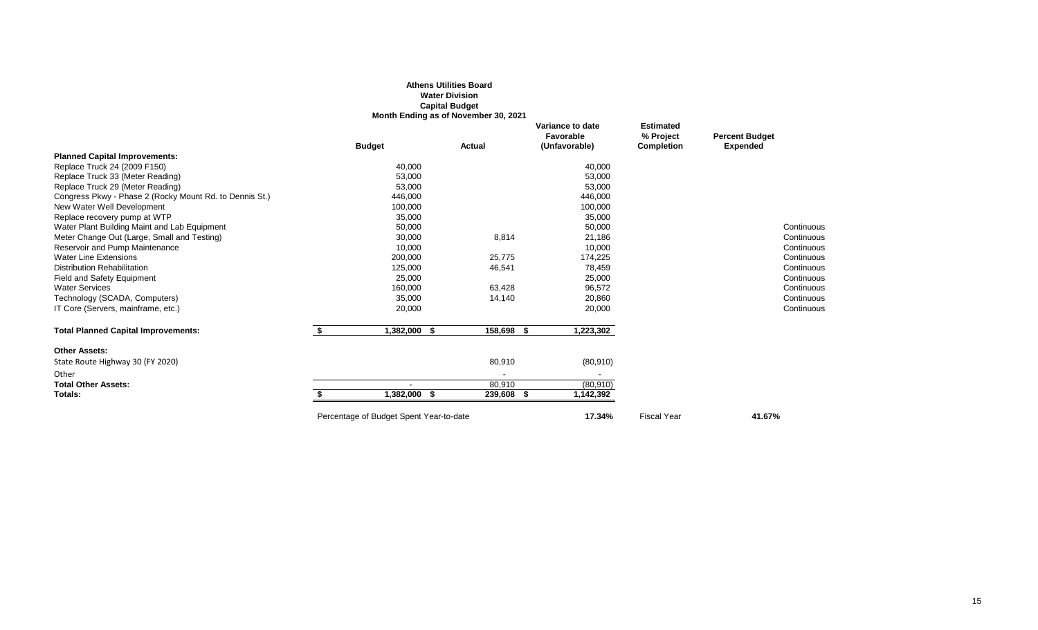**Athens Utilities Board**
**Water Division**
**Capital Budget**
**Month Ending as of November 30, 2021**

| | Budget | Actual | Variance to date Favorable (Unfavorable) | Estimated % Project Completion | Percent Budget Expended | |
|---|---|---|---|---|---|---|
| **Planned Capital Improvements:** | | | | | | |
| Replace Truck 24 (2009 F150) | 40,000 | | 40,000 | | | |
| Replace Truck 33 (Meter Reading) | 53,000 | | 53,000 | | | |
| Replace Truck 29 (Meter Reading) | 53,000 | | 53,000 | | | |
| Congress Pkwy - Phase 2 (Rocky Mount Rd. to Dennis St.) | 446,000 | | 446,000 | | | |
| New Water Well Development | 100,000 | | 100,000 | | | |
| Replace recovery pump at WTP | 35,000 | | 35,000 | | | |
| Water Plant Building Maint and Lab Equipment | 50,000 | | 50,000 | | | Continuous |
| Meter Change Out (Large, Small and Testing) | 30,000 | 8,814 | 21,186 | | | Continuous |
| Reservoir and Pump Maintenance | 10,000 | | 10,000 | | | Continuous |
| Water Line Extensions | 200,000 | 25,775 | 174,225 | | | Continuous |
| Distribution Rehabilitation | 125,000 | 46,541 | 78,459 | | | Continuous |
| Field and Safety Equipment | 25,000 | | 25,000 | | | Continuous |
| Water Services | 160,000 | 63,428 | 96,572 | | | Continuous |
| Technology (SCADA, Computers) | 35,000 | 14,140 | 20,860 | | | Continuous |
| IT Core (Servers, mainframe, etc.) | 20,000 | | 20,000 | | | Continuous |
| **Total Planned Capital Improvements:** | $ 1,382,000 | $ 158,698 | $ 1,223,302 | | | |
| **Other Assets:** | | | | | | |
| State Route Highway 30 (FY 2020) | | 80,910 | (80,910) | | | |
| Other | | - | - | | | |
| **Total Other Assets:** | - | 80,910 | (80,910) | | | |
| **Totals:** | $ 1,382,000 | $ 239,608 | $ 1,142,392 | | | |
| Percentage of Budget Spent Year-to-date | | | **17.34%** | Fiscal Year | **41.67%** | |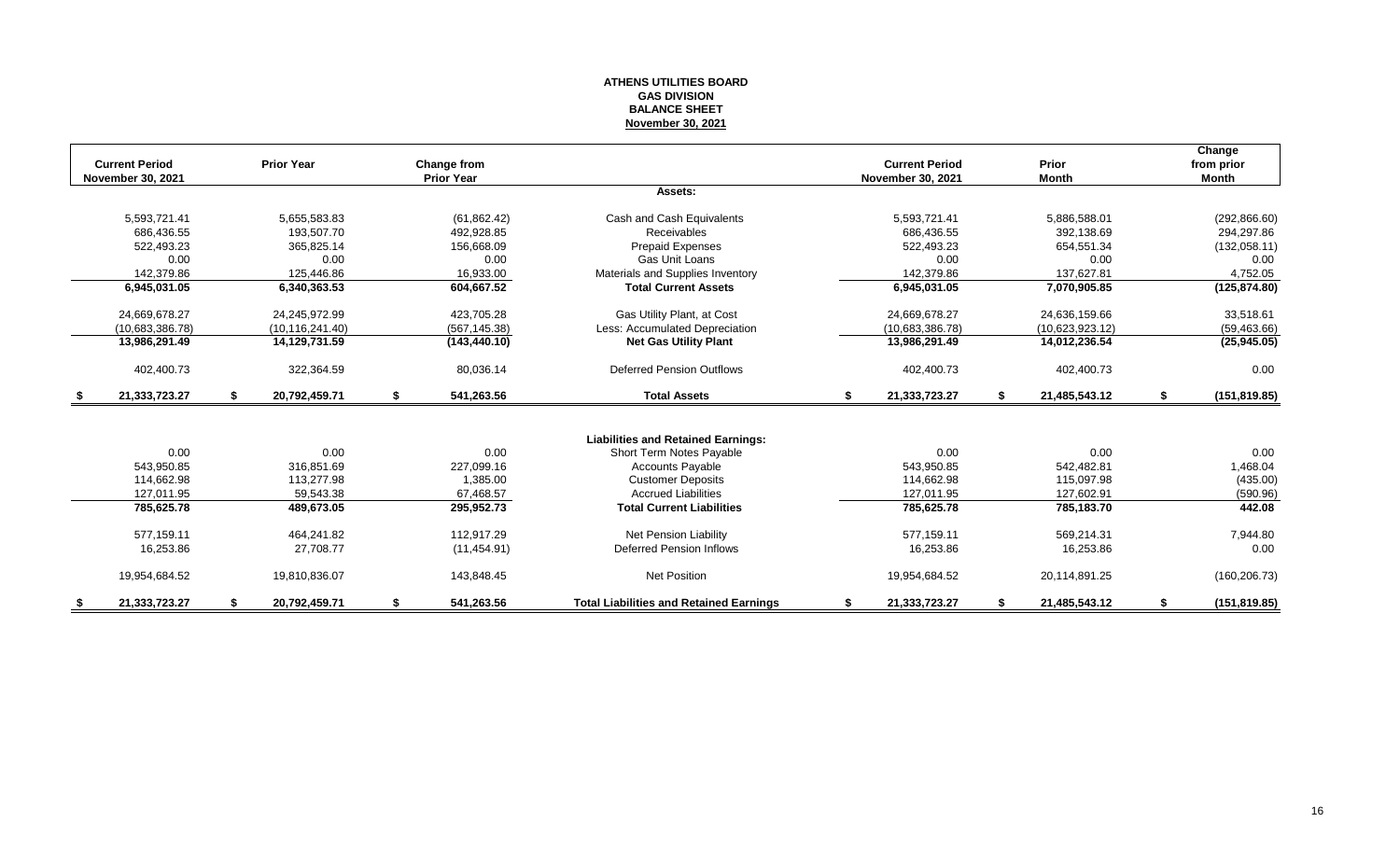# ATHENS UTILITIES BOARD
## GAS DIVISION
## BALANCE SHEET
## November 30, 2021

| Current Period November 30, 2021 | Prior Year | Change from Prior Year | | Current Period November 30, 2021 | Prior Month | Change from prior Month |
|---|---|---|---|---|---|---|
| | | | **Assets:** | | | |
| 5,593,721.41 | 5,655,583.83 | (61,862.42) | Cash and Cash Equivalents | 5,593,721.41 | 5,886,588.01 | (292,866.60) |
| 686,436.55 | 193,507.70 | 492,928.85 | Receivables | 686,436.55 | 392,138.69 | 294,297.86 |
| 522,493.23 | 365,825.14 | 156,668.09 | Prepaid Expenses | 522,493.23 | 654,551.34 | (132,058.11) |
| 0.00 | 0.00 | 0.00 | Gas Unit Loans | 0.00 | 0.00 | 0.00 |
| 142,379.86 | 125,446.86 | 16,933.00 | Materials and Supplies Inventory | 142,379.86 | 137,627.81 | 4,752.05 |
| **6,945,031.05** | **6,340,363.53** | **604,667.52** | **Total Current Assets** | **6,945,031.05** | **7,070,905.85** | **(125,874.80)** |
| 24,669,678.27 | 24,245,972.99 | 423,705.28 | Gas Utility Plant, at Cost | 24,669,678.27 | 24,636,159.66 | 33,518.61 |
| (10,683,386.78) | (10,116,241.40) | (567,145.38) | Less: Accumulated Depreciation | (10,683,386.78) | (10,623,923.12) | (59,463.66) |
| **13,986,291.49** | **14,129,731.59** | **(143,440.10)** | **Net Gas Utility Plant** | **13,986,291.49** | **14,012,236.54** | **(25,945.05)** |
| 402,400.73 | 322,364.59 | 80,036.14 | Deferred Pension Outflows | 402,400.73 | 402,400.73 | 0.00 |
| **$ 21,333,723.27** | **$ 20,792,459.71** | **$ 541,263.56** | **Total Assets** | **$ 21,333,723.27** | **$ 21,485,543.12** | **$ (151,819.85)** |
| | | | **Liabilities and Retained Earnings:** | | | |
| 0.00 | 0.00 | 0.00 | Short Term Notes Payable | 0.00 | 0.00 | 0.00 |
| 543,950.85 | 316,851.69 | 227,099.16 | Accounts Payable | 543,950.85 | 542,482.81 | 1,468.04 |
| 114,662.98 | 113,277.98 | 1,385.00 | Customer Deposits | 114,662.98 | 115,097.98 | (435.00) |
| 127,011.95 | 59,543.38 | 67,468.57 | Accrued Liabilities | 127,011.95 | 127,602.91 | (590.96) |
| **785,625.78** | **489,673.05** | **295,952.73** | **Total Current Liabilities** | **785,625.78** | **785,183.70** | **442.08** |
| 577,159.11 | 464,241.82 | 112,917.29 | Net Pension Liability | 577,159.11 | 569,214.31 | 7,944.80 |
| 16,253.86 | 27,708.77 | (11,454.91) | Deferred Pension Inflows | 16,253.86 | 16,253.86 | 0.00 |
| 19,954,684.52 | 19,810,836.07 | 143,848.45 | Net Position | 19,954,684.52 | 20,114,891.25 | (160,206.73) |
| **$ 21,333,723.27** | **$ 20,792,459.71** | **$ 541,263.56** | **Total Liabilities and Retained Earnings** | **$ 21,333,723.27** | **$ 21,485,543.12** | **$ (151,819.85)** |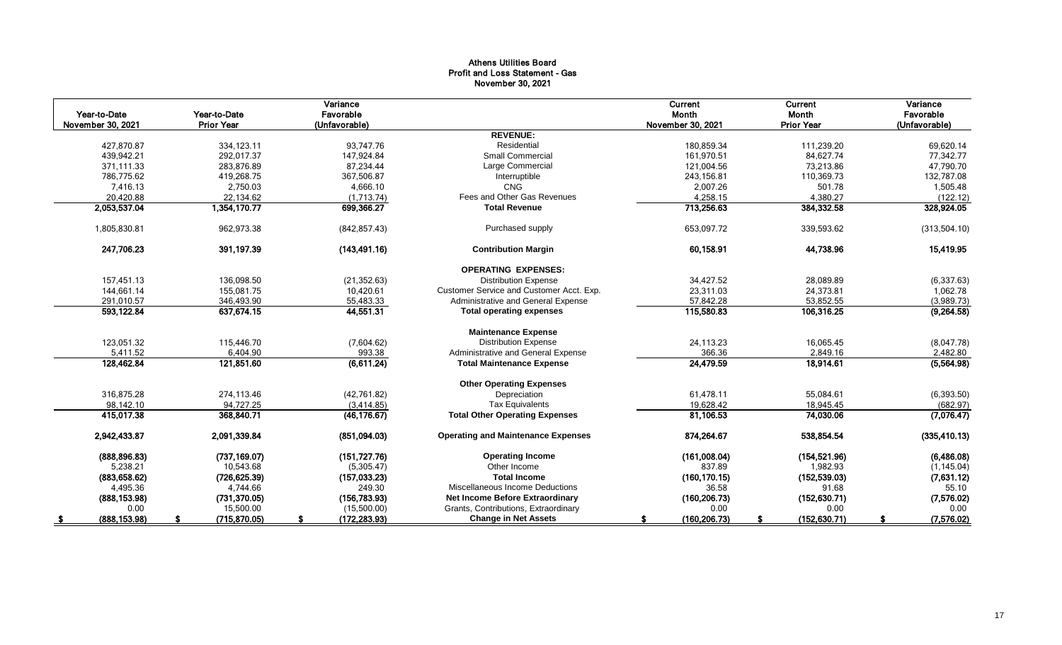# Athens Utilities Board
## Profit and Loss Statement - Gas
### November 30, 2021

| Year-to-Date November 30, 2021 | Year-to-Date Prior Year | Variance Favorable (Unfavorable) | | Current Month November 30, 2021 | Current Month Prior Year | Variance Favorable (Unfavorable) |
|---|---|---|---|---|---|---|
| | | | **REVENUE:** | | | |
| 427,870.87 | 334,123.11 | 93,747.76 | Residential | 180,859.34 | 111,239.20 | 69,620.14 |
| 439,942.21 | 292,017.37 | 147,924.84 | Small Commercial | 161,970.51 | 84,627.74 | 77,342.77 |
| 371,111.33 | 283,876.89 | 87,234.44 | Large Commercial | 121,004.56 | 73,213.86 | 47,790.70 |
| 786,775.62 | 419,268.75 | 367,506.87 | Interruptible | 243,156.81 | 110,369.73 | 132,787.08 |
| 7,416.13 | 2,750.03 | 4,666.10 | CNG | 2,007.26 | 501.78 | 1,505.48 |
| 20,420.88 | 22,134.62 | (1,713.74) | Fees and Other Gas Revenues | 4,258.15 | 4,380.27 | (122.12) |
| **2,053,537.04** | **1,354,170.77** | **699,366.27** | **Total Revenue** | **713,256.63** | **384,332.58** | **328,924.05** |
| 1,805,830.81 | 962,973.38 | (842,857.43) | Purchased supply | 653,097.72 | 339,593.62 | (313,504.10) |
| **247,706.23** | **391,197.39** | **(143,491.16)** | **Contribution Margin** | **60,158.91** | **44,738.96** | **15,419.95** |
| | | | **OPERATING EXPENSES:** | | | |
| 157,451.13 | 136,098.50 | (21,352.63) | Distribution Expense | 34,427.52 | 28,089.89 | (6,337.63) |
| 144,661.14 | 155,081.75 | 10,420.61 | Customer Service and Customer Acct. Exp. | 23,311.03 | 24,373.81 | 1,062.78 |
| 291,010.57 | 346,493.90 | 55,483.33 | Administrative and General Expense | 57,842.28 | 53,852.55 | (3,989.73) |
| **593,122.84** | **637,674.15** | **44,551.31** | **Total operating expenses** | **115,580.83** | **106,316.25** | **(9,264.58)** |
| | | | **Maintenance Expense** | | | |
| 123,051.32 | 115,446.70 | (7,604.62) | Distribution Expense | 24,113.23 | 16,065.45 | (8,047.78) |
| 5,411.52 | 6,404.90 | 993.38 | Administrative and General Expense | 366.36 | 2,849.16 | 2,482.80 |
| **128,462.84** | **121,851.60** | **(6,611.24)** | **Total Maintenance Expense** | **24,479.59** | **18,914.61** | **(5,564.98)** |
| | | | **Other Operating Expenses** | | | |
| 316,875.28 | 274,113.46 | (42,761.82) | Depreciation | 61,478.11 | 55,084.61 | (6,393.50) |
| 98,142.10 | 94,727.25 | (3,414.85) | Tax Equivalents | 19,628.42 | 18,945.45 | (682.97) |
| **415,017.38** | **368,840.71** | **(46,176.67)** | **Total Other Operating Expenses** | **81,106.53** | **74,030.06** | **(7,076.47)** |
| **2,942,433.87** | **2,091,339.84** | **(851,094.03)** | **Operating and Maintenance Expenses** | **874,264.67** | **538,854.54** | **(335,410.13)** |
| **(888,896.83)** | **(737,169.07)** | **(151,727.76)** | **Operating Income** | **(161,008.04)** | **(154,521.96)** | **(6,486.08)** |
| 5,238.21 | 10,543.68 | (5,305.47) | Other Income | 837.89 | 1,982.93 | (1,145.04) |
| **(883,658.62)** | **(726,625.39)** | **(157,033.23)** | **Total Income** | **(160,170.15)** | **(152,539.03)** | **(7,631.12)** |
| 4,495.36 | 4,744.66 | 249.30 | Miscellaneous Income Deductions | 36.58 | 91.68 | 55.10 |
| **(888,153.98)** | **(731,370.05)** | **(156,783.93)** | **Net Income Before Extraordinary** | **(160,206.73)** | **(152,630.71)** | **(7,576.02)** |
| 0.00 | 15,500.00 | (15,500.00) | Grants, Contributions, Extraordinary | 0.00 | 0.00 | 0.00 |
| **$ (888,153.98)** | **$ (715,870.05)** | **$ (172,283.93)** | **Change in Net Assets** | **$ (160,206.73)** | **$ (152,630.71)** | **$ (7,576.02)** |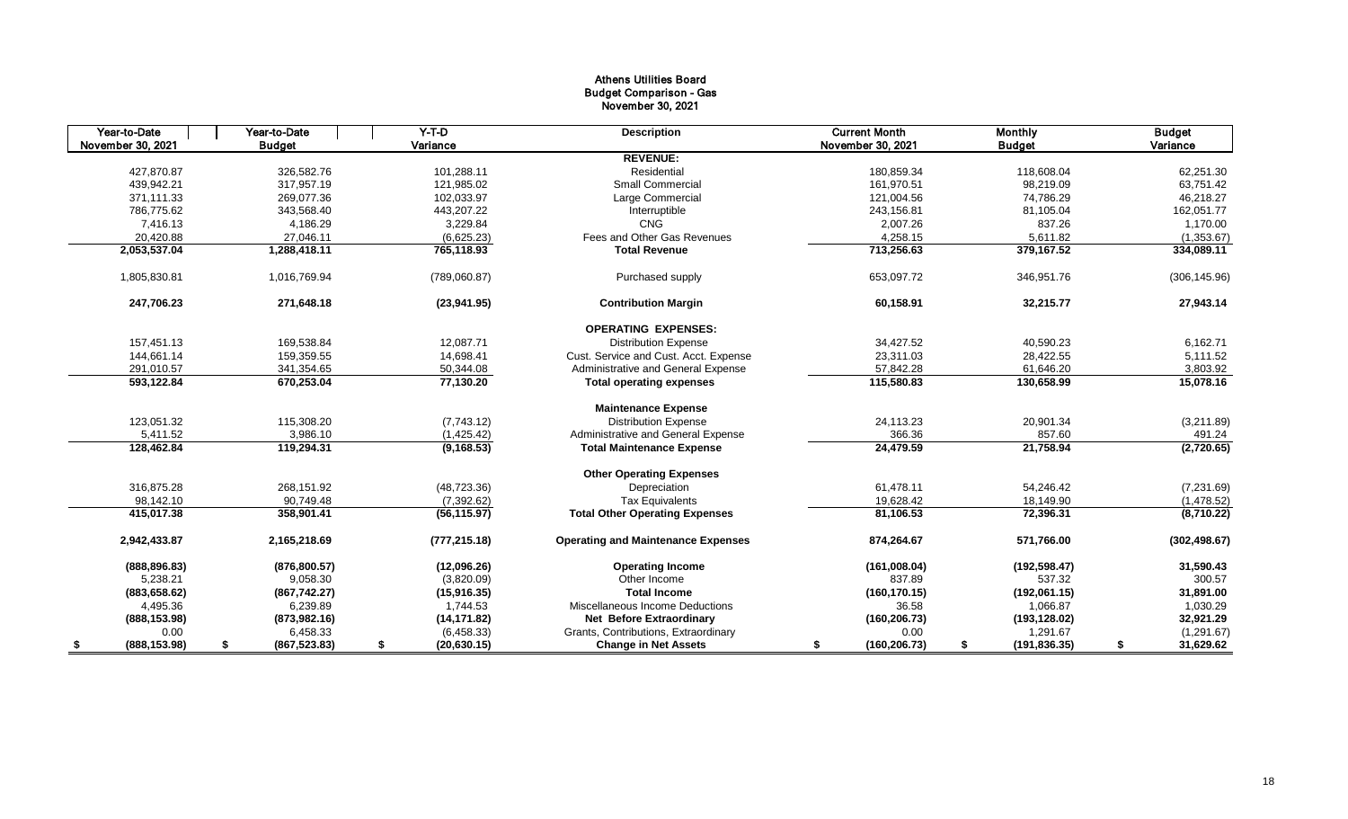# Athens Utilities Board
## Budget Comparison - Gas
### November 30, 2021

| Year-to-Date November 30, 2021 | Year-to-Date Budget | Y-T-D Variance | Description | Current Month November 30, 2021 | Monthly Budget | Budget Variance |
|---|---|---|---|---|---|---|
| | | | **REVENUE:** | | | |
| 427,870.87 | 326,582.76 | 101,288.11 | Residential | 180,859.34 | 118,608.04 | 62,251.30 |
| 439,942.21 | 317,957.19 | 121,985.02 | Small Commercial | 161,970.51 | 98,219.09 | 63,751.42 |
| 371,111.33 | 269,077.36 | 102,033.97 | Large Commercial | 121,004.56 | 74,786.29 | 46,218.27 |
| 786,775.62 | 343,568.40 | 443,207.22 | Interruptible | 243,156.81 | 81,105.04 | 162,051.77 |
| 7,416.13 | 4,186.29 | 3,229.84 | CNG | 2,007.26 | 837.26 | 1,170.00 |
| 20,420.88 | 27,046.11 | (6,625.23) | Fees and Other Gas Revenues | 4,258.15 | 5,611.82 | (1,353.67) |
| **2,053,537.04** | **1,288,418.11** | **765,118.93** | **Total Revenue** | **713,256.63** | **379,167.52** | **334,089.11** |
| 1,805,830.81 | 1,016,769.94 | (789,060.87) | Purchased supply | 653,097.72 | 346,951.76 | (306,145.96) |
| **247,706.23** | **271,648.18** | **(23,941.95)** | **Contribution Margin** | **60,158.91** | **32,215.77** | **27,943.14** |
| | | | **OPERATING EXPENSES:** | | | |
| 157,451.13 | 169,538.84 | 12,087.71 | Distribution Expense | 34,427.52 | 40,590.23 | 6,162.71 |
| 144,661.14 | 159,359.55 | 14,698.41 | Cust. Service and Cust. Acct. Expense | 23,311.03 | 28,422.55 | 5,111.52 |
| 291,010.57 | 341,354.65 | 50,344.08 | Administrative and General Expense | 57,842.28 | 61,646.20 | 3,803.92 |
| **593,122.84** | **670,253.04** | **77,130.20** | **Total operating expenses** | **115,580.83** | **130,658.99** | **15,078.16** |
| | | | **Maintenance Expense** | | | |
| 123,051.32 | 115,308.20 | (7,743.12) | Distribution Expense | 24,113.23 | 20,901.34 | (3,211.89) |
| 5,411.52 | 3,986.10 | (1,425.42) | Administrative and General Expense | 366.36 | 857.60 | 491.24 |
| **128,462.84** | **119,294.31** | **(9,168.53)** | **Total Maintenance Expense** | **24,479.59** | **21,758.94** | **(2,720.65)** |
| | | | **Other Operating Expenses** | | | |
| 316,875.28 | 268,151.92 | (48,723.36) | Depreciation | 61,478.11 | 54,246.42 | (7,231.69) |
| 98,142.10 | 90,749.48 | (7,392.62) | Tax Equivalents | 19,628.42 | 18,149.90 | (1,478.52) |
| **415,017.38** | **358,901.41** | **(56,115.97)** | **Total Other Operating Expenses** | **81,106.53** | **72,396.31** | **(8,710.22)** |
| **2,942,433.87** | **2,165,218.69** | **(777,215.18)** | **Operating and Maintenance Expenses** | **874,264.67** | **571,766.00** | **(302,498.67)** |
| **(888,896.83)** | **(876,800.57)** | **(12,096.26)** | **Operating Income** | **(161,008.04)** | **(192,598.47)** | **31,590.43** |
| 5,238.21 | 9,058.30 | (3,820.09) | Other Income | 837.89 | 537.32 | 300.57 |
| **(883,658.62)** | **(867,742.27)** | **(15,916.35)** | **Total Income** | **(160,170.15)** | **(192,061.15)** | **31,891.00** |
| 4,495.36 | 6,239.89 | 1,744.53 | Miscellaneous Income Deductions | 36.58 | 1,066.87 | 1,030.29 |
| **(888,153.98)** | **(873,982.16)** | **(14,171.82)** | **Net Before Extraordinary** | **(160,206.73)** | **(193,128.02)** | **32,921.29** |
| 0.00 | 6,458.33 | (6,458.33) | Grants, Contributions, Extraordinary | 0.00 | 1,291.67 | (1,291.67) |
| **$ (888,153.98)** | **$ (867,523.83)** | **$ (20,630.15)** | **Change in Net Assets** | **$ (160,206.73)** | **$ (191,836.35)** | **$ 31,629.62** |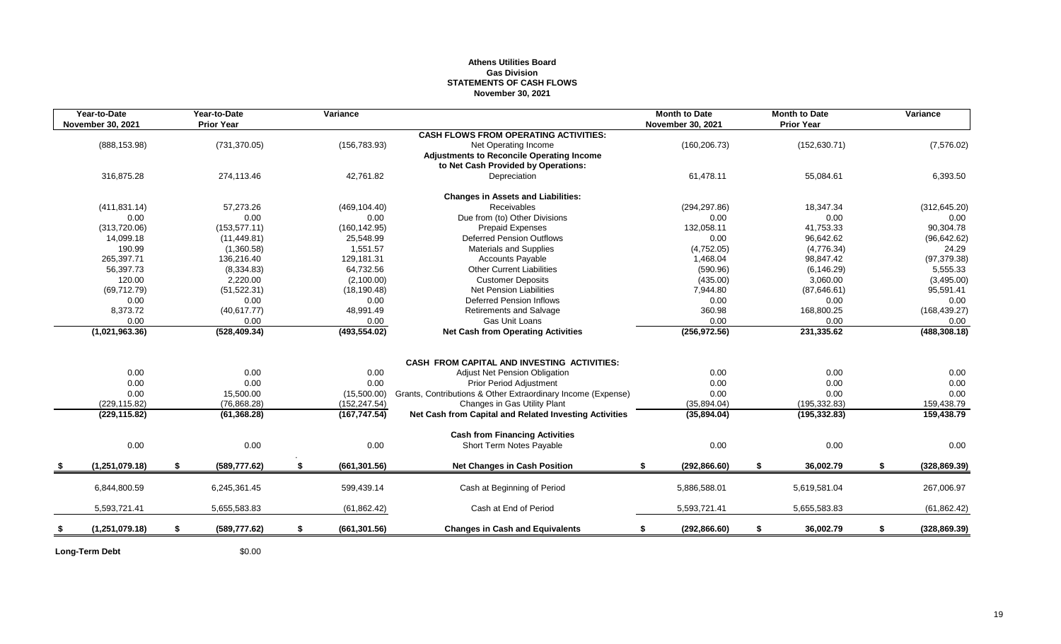**Athens Utilities Board**
**Gas Division**
**STATEMENTS OF CASH FLOWS**
**November 30, 2021**

| Year-to-Date November 30, 2021 | Year-to-Date Prior Year | Variance | | Month to Date November 30, 2021 | Month to Date Prior Year | Variance |
|---|---|---|---|---|---|---|
| | | | **CASH FLOWS FROM OPERATING ACTIVITIES:** | | | |
| (888,153.98) | (731,370.05) | (156,783.93) | Net Operating Income | (160,206.73) | (152,630.71) | (7,576.02) |
| | | | **Adjustments to Reconcile Operating Income to Net Cash Provided by Operations:** | | | |
| 316,875.28 | 274,113.46 | 42,761.82 | Depreciation | 61,478.11 | 55,084.61 | 6,393.50 |
| | | | **Changes in Assets and Liabilities:** | | | |
| (411,831.14) | 57,273.26 | (469,104.40) | Receivables | (294,297.86) | 18,347.34 | (312,645.20) |
| 0.00 | 0.00 | 0.00 | Due from (to) Other Divisions | 0.00 | 0.00 | 0.00 |
| (313,720.06) | (153,577.11) | (160,142.95) | Prepaid Expenses | 132,058.11 | 41,753.33 | 90,304.78 |
| 14,099.18 | (11,449.81) | 25,548.99 | Deferred Pension Outflows | 0.00 | 96,642.62 | (96,642.62) |
| 190.99 | (1,360.58) | 1,551.57 | Materials and Supplies | (4,752.05) | (4,776.34) | 24.29 |
| 265,397.71 | 136,216.40 | 129,181.31 | Accounts Payable | 1,468.04 | 98,847.42 | (97,379.38) |
| 56,397.73 | (8,334.83) | 64,732.56 | Other Current Liabilities | (590.96) | (6,146.29) | 5,555.33 |
| 120.00 | 2,220.00 | (2,100.00) | Customer Deposits | (435.00) | 3,060.00 | (3,495.00) |
| (69,712.79) | (51,522.31) | (18,190.48) | Net Pension Liabilities | 7,944.80 | (87,646.61) | 95,591.41 |
| 0.00 | 0.00 | 0.00 | Deferred Pension Inflows | 0.00 | 0.00 | 0.00 |
| 8,373.72 | (40,617.77) | 48,991.49 | Retirements and Salvage | 360.98 | 168,800.25 | (168,439.27) |
| 0.00 | 0.00 | 0.00 | Gas Unit Loans | 0.00 | 0.00 | 0.00 |
| **(1,021,963.36)** | **(528,409.34)** | **(493,554.02)** | **Net Cash from Operating Activities** | **(256,972.56)** | **231,335.62** | **(488,308.18)** |
| | | | **CASH FROM CAPITAL AND INVESTING ACTIVITIES:** | | | |
| 0.00 | 0.00 | 0.00 | Adjust Net Pension Obligation | 0.00 | 0.00 | 0.00 |
| 0.00 | 0.00 | 0.00 | Prior Period Adjustment | 0.00 | 0.00 | 0.00 |
| 0.00 | 15,500.00 | (15,500.00) | Grants, Contributions & Other Extraordinary Income (Expense) | 0.00 | 0.00 | 0.00 |
| (229,115.82) | (76,868.28) | (152,247.54) | Changes in Gas Utility Plant | (35,894.04) | (195,332.83) | 159,438.79 |
| **(229,115.82)** | **(61,368.28)** | **(167,747.54)** | **Net Cash from Capital and Related Investing Activities** | **(35,894.04)** | **(195,332.83)** | **159,438.79** |
| | | | **Cash from Financing Activities** | | | |
| 0.00 | 0.00 | 0.00 | Short Term Notes Payable | 0.00 | 0.00 | 0.00 |
| **$ (1,251,079.18)** | **$ (589,777.62)** | **$ (661,301.56)** | **Net Changes in Cash Position** | **$ (292,866.60)** | **$ 36,002.79** | **$ (328,869.39)** |
| 6,844,800.59 | 6,245,361.45 | 599,439.14 | Cash at Beginning of Period | 5,886,588.01 | 5,619,581.04 | 267,006.97 |
| 5,593,721.41 | 5,655,583.83 | (61,862.42) | Cash at End of Period | 5,593,721.41 | 5,655,583.83 | (61,862.42) |
| **$ (1,251,079.18)** | **$ (589,777.62)** | **$ (661,301.56)** | **Changes in Cash and Equivalents** | **$ (292,866.60)** | **$ 36,002.79** | **$ (328,869.39)** |

**Long-Term Debt** $0.00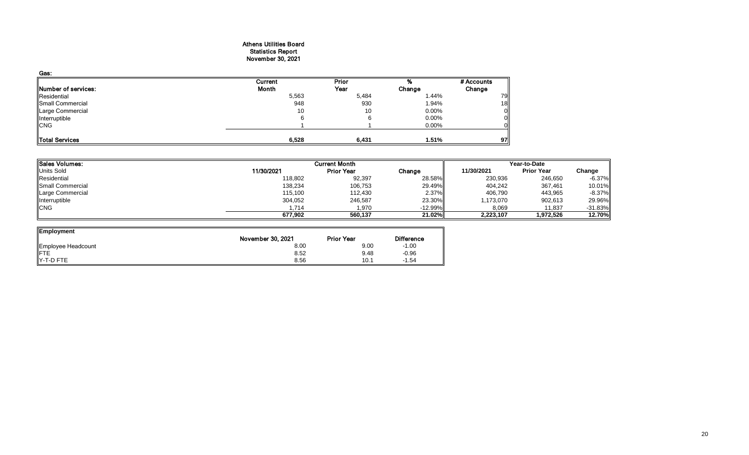# Athens Utilities Board
## Statistics Report
## November 30, 2021

**Gas:**

| Number of services: | Current Month | Prior Year | % Change | # Accounts Change |
|---|---|---|---|---|
| Residential | 5,563 | 5,484 | 1.44% | 79 |
| Small Commercial | 948 | 930 | 1.94% | 18 |
| Large Commercial | 10 | 10 | 0.00% | 0 |
| Interruptible | 6 | 6 | 0.00% | 0 |
| CNG | 1 | 1 | 0.00% | 0 |
| **Total Services** | **6,528** | **6,431** | **1.51%** | **97** |

| Sales Volumes: | Current Month | | | Year-to-Date | | |
|---|---|---|---|---|---|---|
| Units Sold | 11/30/2021 | Prior Year | Change | 11/30/2021 | Prior Year | Change |
| Residential | 118,802 | 92,397 | 28.58% | 230,936 | 246,650 | -6.37% |
| Small Commercial | 138,234 | 106,753 | 29.49% | 404,242 | 367,461 | 10.01% |
| Large Commercial | 115,100 | 112,430 | 2.37% | 406,790 | 443,965 | -8.37% |
| Interruptible | 304,052 | 246,587 | 23.30% | 1,173,070 | 902,613 | 29.96% |
| CNG | 1,714 | 1,970 | -12.99% | 8,069 | 11,837 | -31.83% |
| | **677,902** | **560,137** | **21.02%** | **2,223,107** | **1,972,526** | **12.70%** |

| Employment | November 30, 2021 | Prior Year | Difference |
|---|---|---|---|
| Employee Headcount | 8.00 | 9.00 | -1.00 |
| FTE | 8.52 | 9.48 | -0.96 |
| Y-T-D FTE | 8.56 | 10.1 | -1.54 |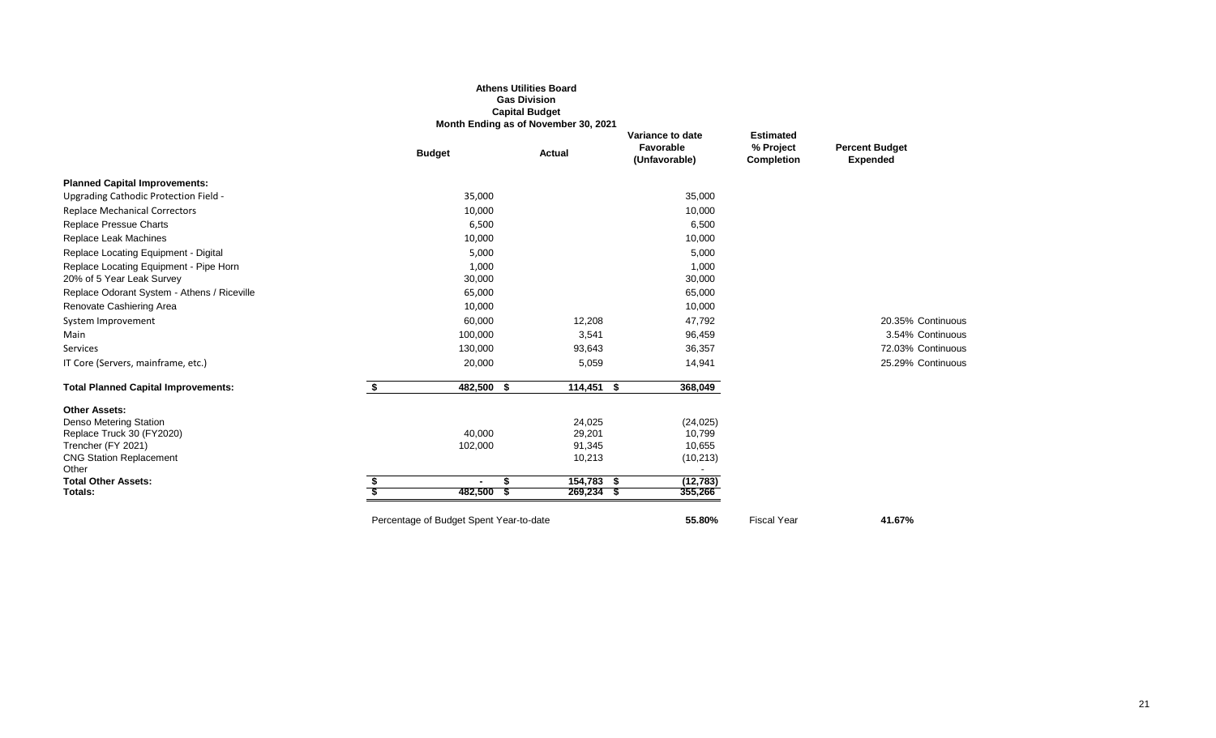**Athens Utilities Board**
**Gas Division**
**Capital Budget**
**Month Ending as of November 30, 2021**

| | Budget | Actual | Variance to date Favorable (Unfavorable) | Estimated % Project Completion | Percent Budget Expended |
|---|---|---|---|---|---|
| **Planned Capital Improvements:** | | | | | |
| Upgrading Cathodic Protection Field - | 35,000 | | 35,000 | | |
| Replace Mechanical Correctors | 10,000 | | 10,000 | | |
| Replace Pressue Charts | 6,500 | | 6,500 | | |
| Replace Leak Machines | 10,000 | | 10,000 | | |
| Replace Locating Equipment - Digital | 5,000 | | 5,000 | | |
| Replace Locating Equipment - Pipe Horn | 1,000 | | 1,000 | | |
| 20% of 5 Year Leak Survey | 30,000 | | 30,000 | | |
| Replace Odorant System - Athens / Riceville | 65,000 | | 65,000 | | |
| Renovate Cashiering Area | 10,000 | | 10,000 | | |
| System Improvement | 60,000 | 12,208 | 47,792 | | 20.35% Continuous |
| Main | 100,000 | 3,541 | 96,459 | | 3.54% Continuous |
| Services | 130,000 | 93,643 | 36,357 | | 72.03% Continuous |
| IT Core (Servers, mainframe, etc.) | 20,000 | 5,059 | 14,941 | | 25.29% Continuous |
| **Total Planned Capital Improvements:** | **$ 482,500** | **$ 114,451** | **$ 368,049** | | |
| **Other Assets:** | | | | | |
| Denso Metering Station | | 24,025 | (24,025) | | |
| Replace Truck 30 (FY2020) | 40,000 | 29,201 | 10,799 | | |
| Trencher (FY 2021) | 102,000 | 91,345 | 10,655 | | |
| CNG Station Replacement | | 10,213 | (10,213) | | |
| Other | | | - | | |
| **Total Other Assets:** | **$ -** | **$ 154,783** | **$ (12,783)** | | |
| **Totals:** | **$ 482,500** | **$ 269,234** | **$ 355,266** | | |
| Percentage of Budget Spent Year-to-date | | | **55.80%** | Fiscal Year | **41.67%** |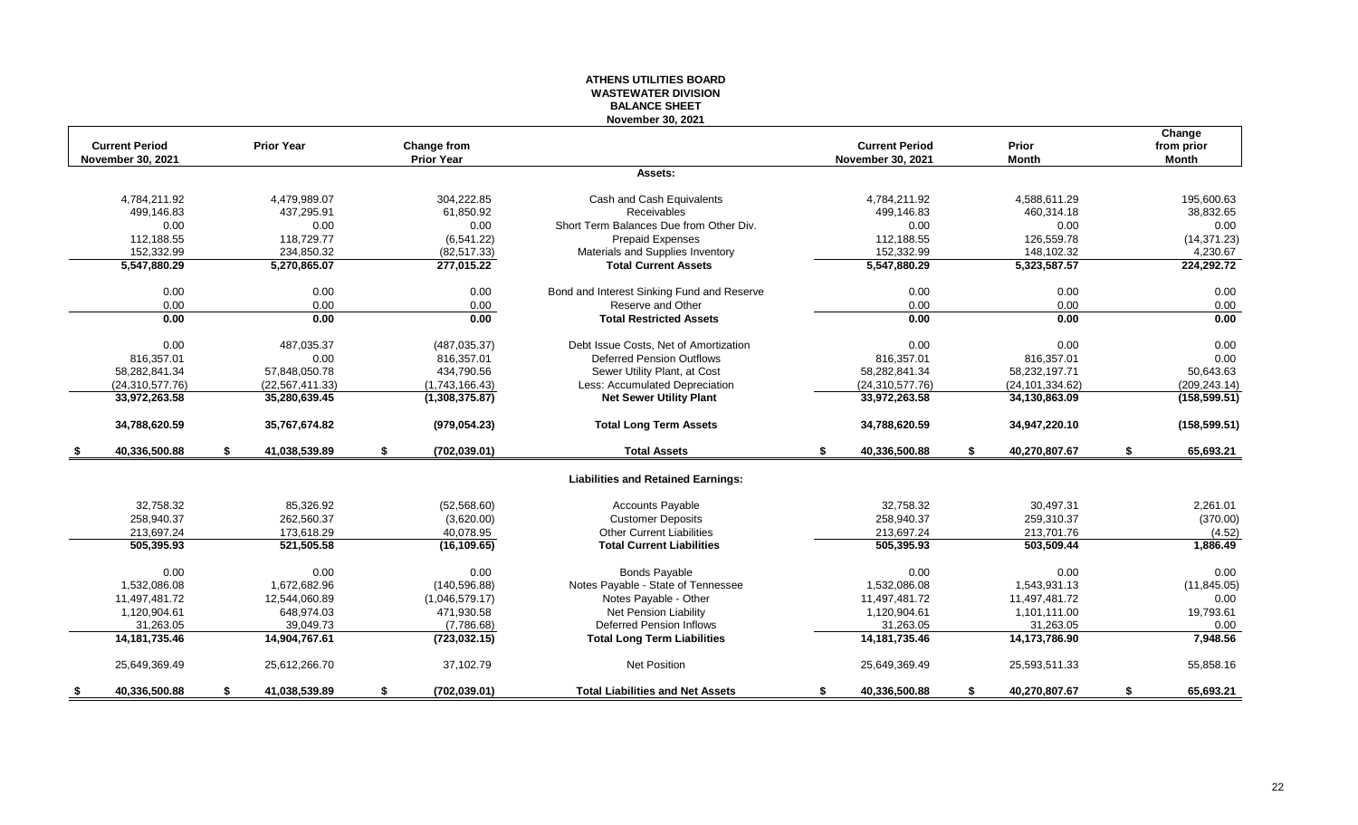# ATHENS UTILITIES BOARD
## WASTEWATER DIVISION
## BALANCE SHEET
### November 30, 2021

| Current Period November 30, 2021 | Prior Year | Change from Prior Year | | Current Period November 30, 2021 | Prior Month | Change from prior Month |
|---|---|---|---|---|---|---|
| | | | **Assets:** | | | |
| 4,784,211.92 | 4,479,989.07 | 304,222.85 | Cash and Cash Equivalents | 4,784,211.92 | 4,588,611.29 | 195,600.63 |
| 499,146.83 | 437,295.91 | 61,850.92 | Receivables | 499,146.83 | 460,314.18 | 38,832.65 |
| 0.00 | 0.00 | 0.00 | Short Term Balances Due from Other Div. | 0.00 | 0.00 | 0.00 |
| 112,188.55 | 118,729.77 | (6,541.22) | Prepaid Expenses | 112,188.55 | 126,559.78 | (14,371.23) |
| 152,332.99 | 234,850.32 | (82,517.33) | Materials and Supplies Inventory | 152,332.99 | 148,102.32 | 4,230.67 |
| **5,547,880.29** | **5,270,865.07** | **277,015.22** | **Total Current Assets** | **5,547,880.29** | **5,323,587.57** | **224,292.72** |
| 0.00 | 0.00 | 0.00 | Bond and Interest Sinking Fund and Reserve | 0.00 | 0.00 | 0.00 |
| 0.00 | 0.00 | 0.00 | Reserve and Other | 0.00 | 0.00 | 0.00 |
| **0.00** | **0.00** | **0.00** | **Total Restricted Assets** | **0.00** | **0.00** | **0.00** |
| 0.00 | 487,035.37 | (487,035.37) | Debt Issue Costs, Net of Amortization | 0.00 | 0.00 | 0.00 |
| 816,357.01 | 0.00 | 816,357.01 | Deferred Pension Outflows | 816,357.01 | 816,357.01 | 0.00 |
| 58,282,841.34 | 57,848,050.78 | 434,790.56 | Sewer Utility Plant, at Cost | 58,282,841.34 | 58,232,197.71 | 50,643.63 |
| (24,310,577.76) | (22,567,411.33) | (1,743,166.43) | Less: Accumulated Depreciation | (24,310,577.76) | (24,101,334.62) | (209,243.14) |
| **33,972,263.58** | **35,280,639.45** | **(1,308,375.87)** | **Net Sewer Utility Plant** | **33,972,263.58** | **34,130,863.09** | **(158,599.51)** |
| **34,788,620.59** | **35,767,674.82** | **(979,054.23)** | **Total Long Term Assets** | **34,788,620.59** | **34,947,220.10** | **(158,599.51)** |
| **$ 40,336,500.88** | **$ 41,038,539.89** | **$ (702,039.01)** | **Total Assets** | **$ 40,336,500.88** | **$ 40,270,807.67** | **$ 65,693.21** |
| | | | **Liabilities and Retained Earnings:** | | | |
| 32,758.32 | 85,326.92 | (52,568.60) | Accounts Payable | 32,758.32 | 30,497.31 | 2,261.01 |
| 258,940.37 | 262,560.37 | (3,620.00) | Customer Deposits | 258,940.37 | 259,310.37 | (370.00) |
| 213,697.24 | 173,618.29 | 40,078.95 | Other Current Liabilities | 213,697.24 | 213,701.76 | (4.52) |
| **505,395.93** | **521,505.58** | **(16,109.65)** | **Total Current Liabilities** | **505,395.93** | **503,509.44** | **1,886.49** |
| 0.00 | 0.00 | 0.00 | Bonds Payable | 0.00 | 0.00 | 0.00 |
| 1,532,086.08 | 1,672,682.96 | (140,596.88) | Notes Payable - State of Tennessee | 1,532,086.08 | 1,543,931.13 | (11,845.05) |
| 11,497,481.72 | 12,544,060.89 | (1,046,579.17) | Notes Payable - Other | 11,497,481.72 | 11,497,481.72 | 0.00 |
| 1,120,904.61 | 648,974.03 | 471,930.58 | Net Pension Liability | 1,120,904.61 | 1,101,111.00 | 19,793.61 |
| 31,263.05 | 39,049.73 | (7,786.68) | Deferred Pension Inflows | 31,263.05 | 31,263.05 | 0.00 |
| **14,181,735.46** | **14,904,767.61** | **(723,032.15)** | **Total Long Term Liabilities** | **14,181,735.46** | **14,173,786.90** | **7,948.56** |
| 25,649,369.49 | 25,612,266.70 | 37,102.79 | Net Position | 25,649,369.49 | 25,593,511.33 | 55,858.16 |
| **$ 40,336,500.88** | **$ 41,038,539.89** | **$ (702,039.01)** | **Total Liabilities and Net Assets** | **$ 40,336,500.88** | **$ 40,270,807.67** | **$ 65,693.21** |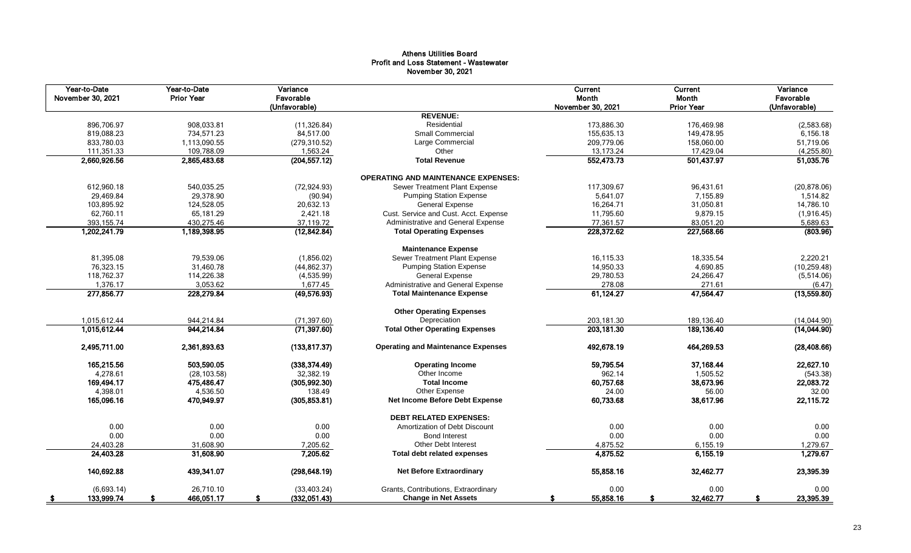# Athens Utilities Board
## Profit and Loss Statement - Wastewater
### November 30, 2021

| Year-to-Date November 30, 2021 | Year-to-Date Prior Year | Variance Favorable (Unfavorable) | | Current Month November 30, 2021 | Current Month Prior Year | Variance Favorable (Unfavorable) |
|---|---|---|---|---|---|---|
| | | | **REVENUE:** | | | |
| 896,706.97 | 908,033.81 | (11,326.84) | Residential | 173,886.30 | 176,469.98 | (2,583.68) |
| 819,088.23 | 734,571.23 | 84,517.00 | Small Commercial | 155,635.13 | 149,478.95 | 6,156.18 |
| 833,780.03 | 1,113,090.55 | (279,310.52) | Large Commercial | 209,779.06 | 158,060.00 | 51,719.06 |
| 111,351.33 | 109,788.09 | 1,563.24 | Other | 13,173.24 | 17,429.04 | (4,255.80) |
| **2,660,926.56** | **2,865,483.68** | **(204,557.12)** | **Total Revenue** | **552,473.73** | **501,437.97** | **51,035.76** |
| | | | **OPERATING AND MAINTENANCE EXPENSES:** | | | |
| 612,960.18 | 540,035.25 | (72,924.93) | Sewer Treatment Plant Expense | 117,309.67 | 96,431.61 | (20,878.06) |
| 29,469.84 | 29,378.90 | (90.94) | Pumping Station Expense | 5,641.07 | 7,155.89 | 1,514.82 |
| 103,895.92 | 124,528.05 | 20,632.13 | General Expense | 16,264.71 | 31,050.81 | 14,786.10 |
| 62,760.11 | 65,181.29 | 2,421.18 | Cust. Service and Cust. Acct. Expense | 11,795.60 | 9,879.15 | (1,916.45) |
| 393,155.74 | 430,275.46 | 37,119.72 | Administrative and General Expense | 77,361.57 | 83,051.20 | 5,689.63 |
| **1,202,241.79** | **1,189,398.95** | **(12,842.84)** | **Total Operating Expenses** | **228,372.62** | **227,568.66** | **(803.96)** |
| | | | **Maintenance Expense** | | | |
| 81,395.08 | 79,539.06 | (1,856.02) | Sewer Treatment Plant Expense | 16,115.33 | 18,335.54 | 2,220.21 |
| 76,323.15 | 31,460.78 | (44,862.37) | Pumping Station Expense | 14,950.33 | 4,690.85 | (10,259.48) |
| 118,762.37 | 114,226.38 | (4,535.99) | General Expense | 29,780.53 | 24,266.47 | (5,514.06) |
| 1,376.17 | 3,053.62 | 1,677.45 | Administrative and General Expense | 278.08 | 271.61 | (6.47) |
| **277,856.77** | **228,279.84** | **(49,576.93)** | **Total Maintenance Expense** | **61,124.27** | **47,564.47** | **(13,559.80)** |
| | | | **Other Operating Expenses** | | | |
| 1,015,612.44 | 944,214.84 | (71,397.60) | Depreciation | 203,181.30 | 189,136.40 | (14,044.90) |
| **1,015,612.44** | **944,214.84** | **(71,397.60)** | **Total Other Operating Expenses** | **203,181.30** | **189,136.40** | **(14,044.90)** |
| **2,495,711.00** | **2,361,893.63** | **(133,817.37)** | **Operating and Maintenance Expenses** | **492,678.19** | **464,269.53** | **(28,408.66)** |
| **165,215.56** | **503,590.05** | **(338,374.49)** | **Operating Income** | **59,795.54** | **37,168.44** | **22,627.10** |
| 4,278.61 | (28,103.58) | 32,382.19 | Other Income | 962.14 | 1,505.52 | (543.38) |
| **169,494.17** | **475,486.47** | **(305,992.30)** | **Total Income** | **60,757.68** | **38,673.96** | **22,083.72** |
| 4,398.01 | 4,536.50 | 138.49 | Other Expense | 24.00 | 56.00 | 32.00 |
| **165,096.16** | **470,949.97** | **(305,853.81)** | **Net Income Before Debt Expense** | **60,733.68** | **38,617.96** | **22,115.72** |
| | | | **DEBT RELATED EXPENSES:** | | | |
| 0.00 | 0.00 | 0.00 | Amortization of Debt Discount | 0.00 | 0.00 | 0.00 |
| 0.00 | 0.00 | 0.00 | Bond Interest | 0.00 | 0.00 | 0.00 |
| 24,403.28 | 31,608.90 | 7,205.62 | Other Debt Interest | 4,875.52 | 6,155.19 | 1,279.67 |
| **24,403.28** | **31,608.90** | **7,205.62** | **Total debt related expenses** | **4,875.52** | **6,155.19** | **1,279.67** |
| **140,692.88** | **439,341.07** | **(298,648.19)** | **Net Before Extraordinary** | **55,858.16** | **32,462.77** | **23,395.39** |
| (6,693.14) | 26,710.10 | (33,403.24) | Grants, Contributions, Extraordinary | 0.00 | 0.00 | 0.00 |
| **$ 133,999.74** | **$ 466,051.17** | **$ (332,051.43)** | **Change in Net Assets** | **$ 55,858.16** | **$ 32,462.77** | **$ 23,395.39** |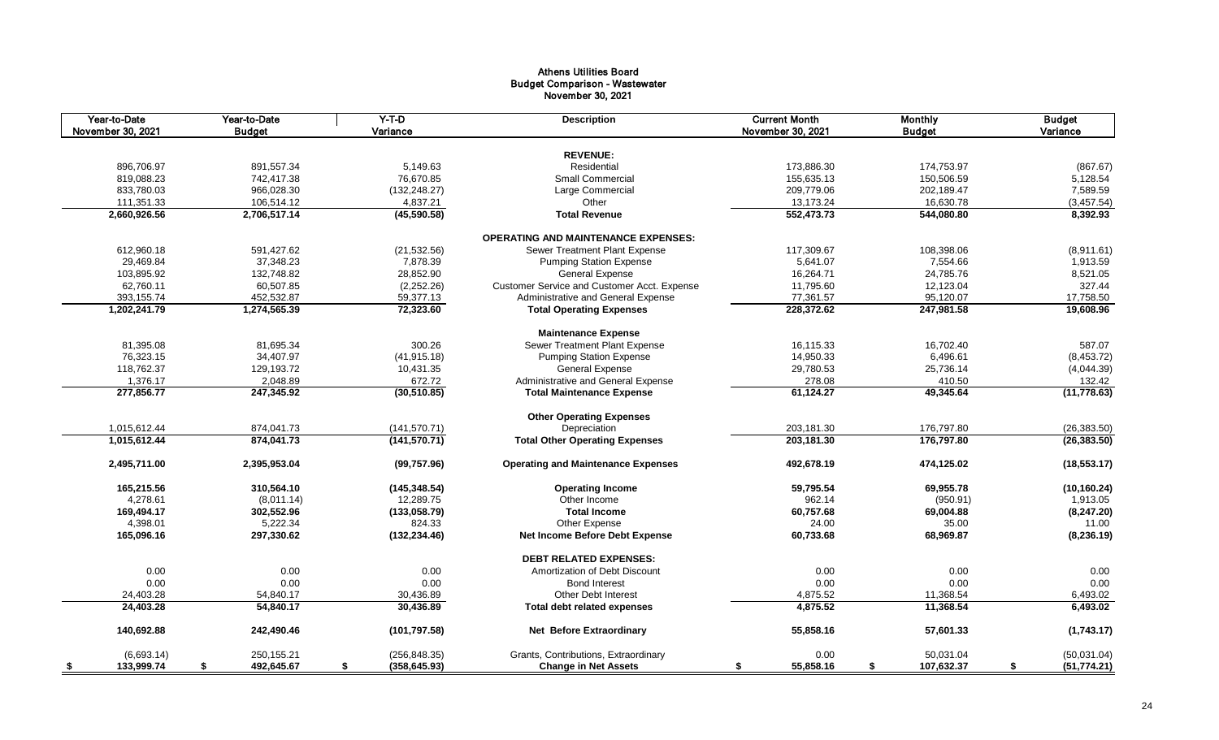# Athens Utilities Board
## Budget Comparison - Wastewater
### November 30, 2021

| Year-to-Date November 30, 2021 | Year-to-Date Budget | Y-T-D Variance | Description | Current Month November 30, 2021 | Monthly Budget | Budget Variance |
|---|---|---|---|---|---|---|
| | | | **REVENUE:** | | | |
| 896,706.97 | 891,557.34 | 5,149.63 | Residential | 173,886.30 | 174,753.97 | (867.67) |
| 819,088.23 | 742,417.38 | 76,670.85 | Small Commercial | 155,635.13 | 150,506.59 | 5,128.54 |
| 833,780.03 | 966,028.30 | (132,248.27) | Large Commercial | 209,779.06 | 202,189.47 | 7,589.59 |
| 111,351.33 | 106,514.12 | 4,837.21 | Other | 13,173.24 | 16,630.78 | (3,457.54) |
| **2,660,926.56** | **2,706,517.14** | **(45,590.58)** | **Total Revenue** | **552,473.73** | **544,080.80** | **8,392.93** |
| | | | **OPERATING AND MAINTENANCE EXPENSES:** | | | |
| 612,960.18 | 591,427.62 | (21,532.56) | Sewer Treatment Plant Expense | 117,309.67 | 108,398.06 | (8,911.61) |
| 29,469.84 | 37,348.23 | 7,878.39 | Pumping Station Expense | 5,641.07 | 7,554.66 | 1,913.59 |
| 103,895.92 | 132,748.82 | 28,852.90 | General Expense | 16,264.71 | 24,785.76 | 8,521.05 |
| 62,760.11 | 60,507.85 | (2,252.26) | Customer Service and Customer Acct. Expense | 11,795.60 | 12,123.04 | 327.44 |
| 393,155.74 | 452,532.87 | 59,377.13 | Administrative and General Expense | 77,361.57 | 95,120.07 | 17,758.50 |
| **1,202,241.79** | **1,274,565.39** | **72,323.60** | **Total Operating Expenses** | **228,372.62** | **247,981.58** | **19,608.96** |
| | | | **Maintenance Expense** | | | |
| 81,395.08 | 81,695.34 | 300.26 | Sewer Treatment Plant Expense | 16,115.33 | 16,702.40 | 587.07 |
| 76,323.15 | 34,407.97 | (41,915.18) | Pumping Station Expense | 14,950.33 | 6,496.61 | (8,453.72) |
| 118,762.37 | 129,193.72 | 10,431.35 | General Expense | 29,780.53 | 25,736.14 | (4,044.39) |
| 1,376.17 | 2,048.89 | 672.72 | Administrative and General Expense | 278.08 | 410.50 | 132.42 |
| **277,856.77** | **247,345.92** | **(30,510.85)** | **Total Maintenance Expense** | **61,124.27** | **49,345.64** | **(11,778.63)** |
| | | | **Other Operating Expenses** | | | |
| 1,015,612.44 | 874,041.73 | (141,570.71) | Depreciation | 203,181.30 | 176,797.80 | (26,383.50) |
| **1,015,612.44** | **874,041.73** | **(141,570.71)** | **Total Other Operating Expenses** | **203,181.30** | **176,797.80** | **(26,383.50)** |
| **2,495,711.00** | **2,395,953.04** | **(99,757.96)** | **Operating and Maintenance Expenses** | **492,678.19** | **474,125.02** | **(18,553.17)** |
| **165,215.56** | **310,564.10** | **(145,348.54)** | **Operating Income** | **59,795.54** | **69,955.78** | **(10,160.24)** |
| 4,278.61 | (8,011.14) | 12,289.75 | Other Income | 962.14 | (950.91) | 1,913.05 |
| **169,494.17** | **302,552.96** | **(133,058.79)** | **Total Income** | **60,757.68** | **69,004.88** | **(8,247.20)** |
| 4,398.01 | 5,222.34 | 824.33 | Other Expense | 24.00 | 35.00 | 11.00 |
| **165,096.16** | **297,330.62** | **(132,234.46)** | **Net Income Before Debt Expense** | **60,733.68** | **68,969.87** | **(8,236.19)** |
| | | | **DEBT RELATED EXPENSES:** | | | |
| 0.00 | 0.00 | 0.00 | Amortization of Debt Discount | 0.00 | 0.00 | 0.00 |
| 0.00 | 0.00 | 0.00 | Bond Interest | 0.00 | 0.00 | 0.00 |
| 24,403.28 | 54,840.17 | 30,436.89 | Other Debt Interest | 4,875.52 | 11,368.54 | 6,493.02 |
| **24,403.28** | **54,840.17** | **30,436.89** | **Total debt related expenses** | **4,875.52** | **11,368.54** | **6,493.02** |
| **140,692.88** | **242,490.46** | **(101,797.58)** | **Net Before Extraordinary** | **55,858.16** | **57,601.33** | **(1,743.17)** |
| (6,693.14) | 250,155.21 | (256,848.35) | Grants, Contributions, Extraordinary | 0.00 | 50,031.04 | (50,031.04) |
| **$ 133,999.74** | **$ 492,645.67** | **$ (358,645.93)** | **Change in Net Assets** | **$ 55,858.16** | **$ 107,632.37** | **$ (51,774.21)** |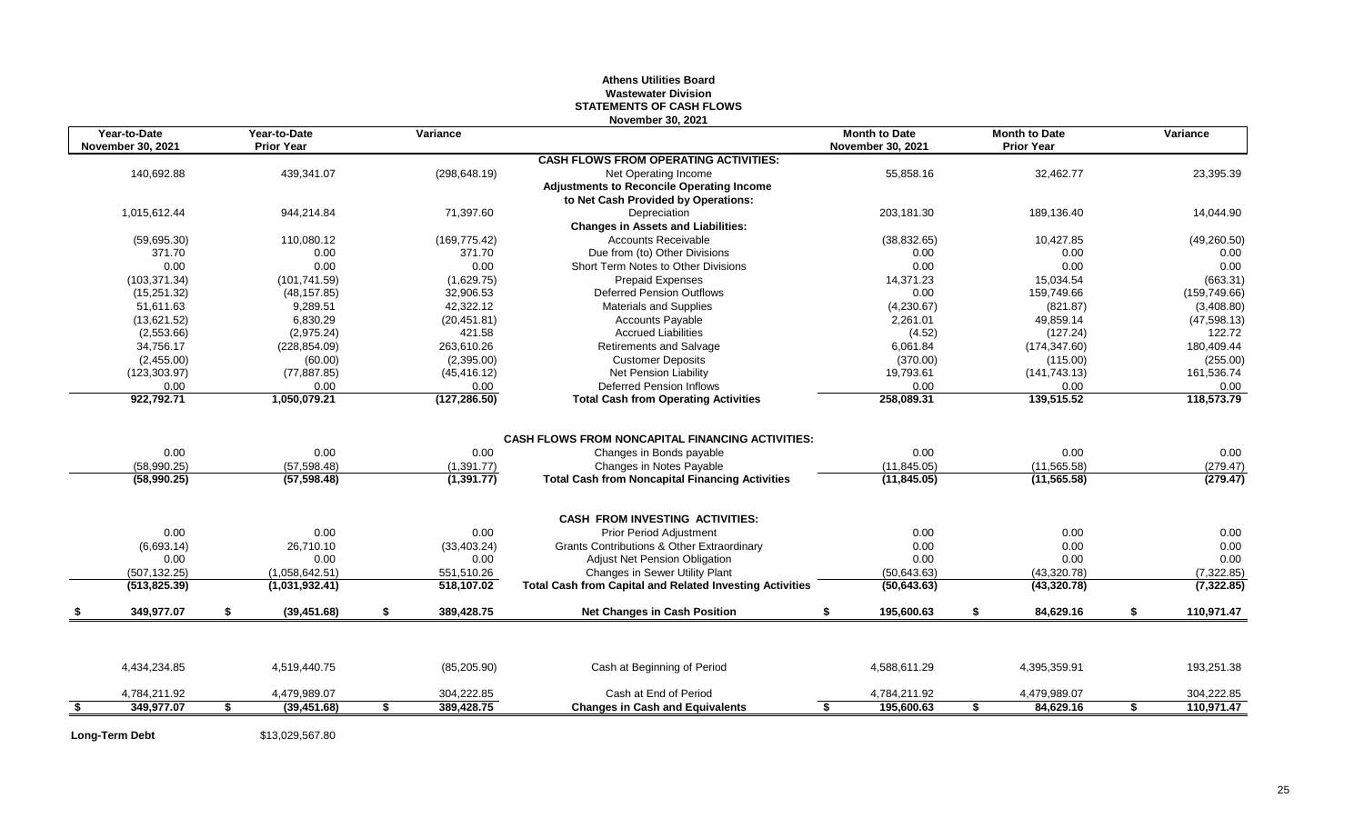**Athens Utilities Board**
**Wastewater Division**
**STATEMENTS OF CASH FLOWS**
**November 30, 2021**

| Year-to-Date November 30, 2021 | Year-to-Date Prior Year | Variance | | Month to Date November 30, 2021 | Month to Date Prior Year | Variance |
|---|---|---|---|---|---|---|
| | | | **CASH FLOWS FROM OPERATING ACTIVITIES:** | | | |
| 140,692.88 | 439,341.07 | (298,648.19) | Net Operating Income | 55,858.16 | 32,462.77 | 23,395.39 |
| | | | **Adjustments to Reconcile Operating Income to Net Cash Provided by Operations:** | | | |
| 1,015,612.44 | 944,214.84 | 71,397.60 | Depreciation | 203,181.30 | 189,136.40 | 14,044.90 |
| | | | **Changes in Assets and Liabilities:** | | | |
| (59,695.30) | 110,080.12 | (169,775.42) | Accounts Receivable | (38,832.65) | 10,427.85 | (49,260.50) |
| 371.70 | 0.00 | 371.70 | Due from (to) Other Divisions | 0.00 | 0.00 | 0.00 |
| 0.00 | 0.00 | 0.00 | Short Term Notes to Other Divisions | 0.00 | 0.00 | 0.00 |
| (103,371.34) | (101,741.59) | (1,629.75) | Prepaid Expenses | 14,371.23 | 15,034.54 | (663.31) |
| (15,251.32) | (48,157.85) | 32,906.53 | Deferred Pension Outflows | 0.00 | 159,749.66 | (159,749.66) |
| 51,611.63 | 9,289.51 | 42,322.12 | Materials and Supplies | (4,230.67) | (821.87) | (3,408.80) |
| (13,621.52) | 6,830.29 | (20,451.81) | Accounts Payable | 2,261.01 | 49,859.14 | (47,598.13) |
| (2,553.66) | (2,975.24) | 421.58 | Accrued Liabilities | (4.52) | (127.24) | 122.72 |
| 34,756.17 | (228,854.09) | 263,610.26 | Retirements and Salvage | 6,061.84 | (174,347.60) | 180,409.44 |
| (2,455.00) | (60.00) | (2,395.00) | Customer Deposits | (370.00) | (115.00) | (255.00) |
| (123,303.97) | (77,887.85) | (45,416.12) | Net Pension Liability | 19,793.61 | (141,743.13) | 161,536.74 |
| 0.00 | 0.00 | 0.00 | Deferred Pension Inflows | 0.00 | 0.00 | 0.00 |
| **922,792.71** | **1,050,079.21** | **(127,286.50)** | **Total Cash from Operating Activities** | **258,089.31** | **139,515.52** | **118,573.79** |
| | | | **CASH FLOWS FROM NONCAPITAL FINANCING ACTIVITIES:** | | | |
| 0.00 | 0.00 | 0.00 | Changes in Bonds payable | 0.00 | 0.00 | 0.00 |
| (58,990.25) | (57,598.48) | (1,391.77) | Changes in Notes Payable | (11,845.05) | (11,565.58) | (279.47) |
| **(58,990.25)** | **(57,598.48)** | **(1,391.77)** | **Total Cash from Noncapital Financing Activities** | **(11,845.05)** | **(11,565.58)** | **(279.47)** |
| | | | **CASH FROM INVESTING ACTIVITIES:** | | | |
| 0.00 | 0.00 | 0.00 | Prior Period Adjustment | 0.00 | 0.00 | 0.00 |
| (6,693.14) | 26,710.10 | (33,403.24) | Grants Contributions & Other Extraordinary | 0.00 | 0.00 | 0.00 |
| 0.00 | 0.00 | 0.00 | Adjust Net Pension Obligation | 0.00 | 0.00 | 0.00 |
| (507,132.25) | (1,058,642.51) | 551,510.26 | Changes in Sewer Utility Plant | (50,643.63) | (43,320.78) | (7,322.85) |
| **(513,825.39)** | **(1,031,932.41)** | **518,107.02** | **Total Cash from Capital and Related Investing Activities** | **(50,643.63)** | **(43,320.78)** | **(7,322.85)** |
| **$ 349,977.07** | **$ (39,451.68)** | **$ 389,428.75** | **Net Changes in Cash Position** | **$ 195,600.63** | **$ 84,629.16** | **$ 110,971.47** |
| 4,434,234.85 | 4,519,440.75 | (85,205.90) | Cash at Beginning of Period | 4,588,611.29 | 4,395,359.91 | 193,251.38 |
| 4,784,211.92 | 4,479,989.07 | 304,222.85 | Cash at End of Period | 4,784,211.92 | 4,479,989.07 | 304,222.85 |
| **$ 349,977.07** | **$ (39,451.68)** | **$ 389,428.75** | **Changes in Cash and Equivalents** | **$ 195,600.63** | **$ 84,629.16** | **$ 110,971.47** |

**Long-Term Debt** $13,029,567.80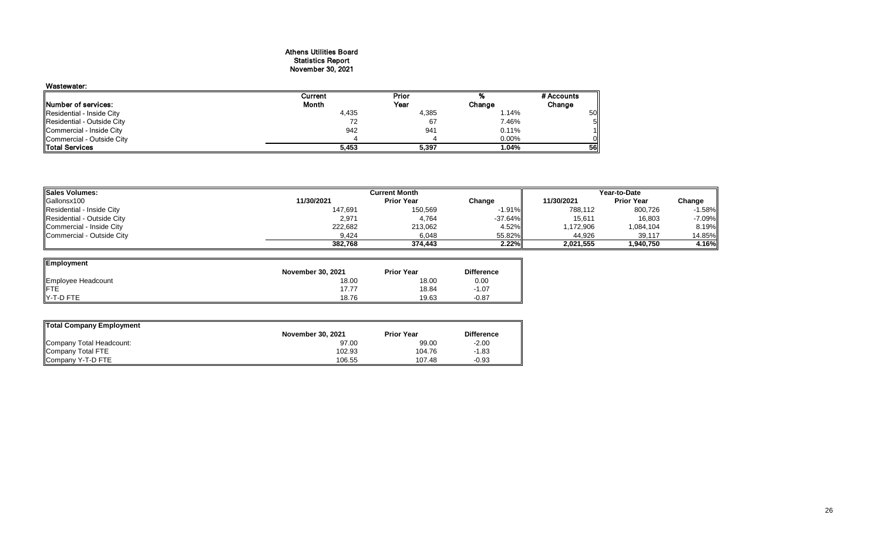# Athens Utilities Board
## Statistics Report
## November 30, 2021

### Wastewater:

| Number of services: | Current Month | Prior Year | % Change | # Accounts Change |
|---|---|---|---|---|
| Residential - Inside City | 4,435 | 4,385 | 1.14% | 50 |
| Residential - Outside City | 72 | 67 | 7.46% | 5 |
| Commercial - Inside City | 942 | 941 | 0.11% | 1 |
| Commercial - Outside City | 4 | 4 | 0.00% | 0 |
| **Total Services** | **5,453** | **5,397** | **1.04%** | **56** |

| Sales Volumes: | Current Month | | | Year-to-Date | | |
|---|---|---|---|---|---|---|
| Gallonsx100 | 11/30/2021 | Prior Year | Change | 11/30/2021 | Prior Year | Change |
| Residential - Inside City | 147,691 | 150,569 | -1.91% | 788,112 | 800,726 | -1.58% |
| Residential - Outside City | 2,971 | 4,764 | -37.64% | 15,611 | 16,803 | -7.09% |
| Commercial - Inside City | 222,682 | 213,062 | 4.52% | 1,172,906 | 1,084,104 | 8.19% |
| Commercial - Outside City | 9,424 | 6,048 | 55.82% | 44,926 | 39,117 | 14.85% |
| | **382,768** | **374,443** | **2.22%** | **2,021,555** | **1,940,750** | **4.16%** |

| Employment | November 30, 2021 | Prior Year | Difference |
|---|---|---|---|
| Employee Headcount | 18.00 | 18.00 | 0.00 |
| FTE | 17.77 | 18.84 | -1.07 |
| Y-T-D FTE | 18.76 | 19.63 | -0.87 |

| Total Company Employment | November 30, 2021 | Prior Year | Difference |
|---|---|---|---|
| Company Total Headcount: | 97.00 | 99.00 | -2.00 |
| Company Total FTE | 102.93 | 104.76 | -1.83 |
| Company Y-T-D FTE | 106.55 | 107.48 | -0.93 |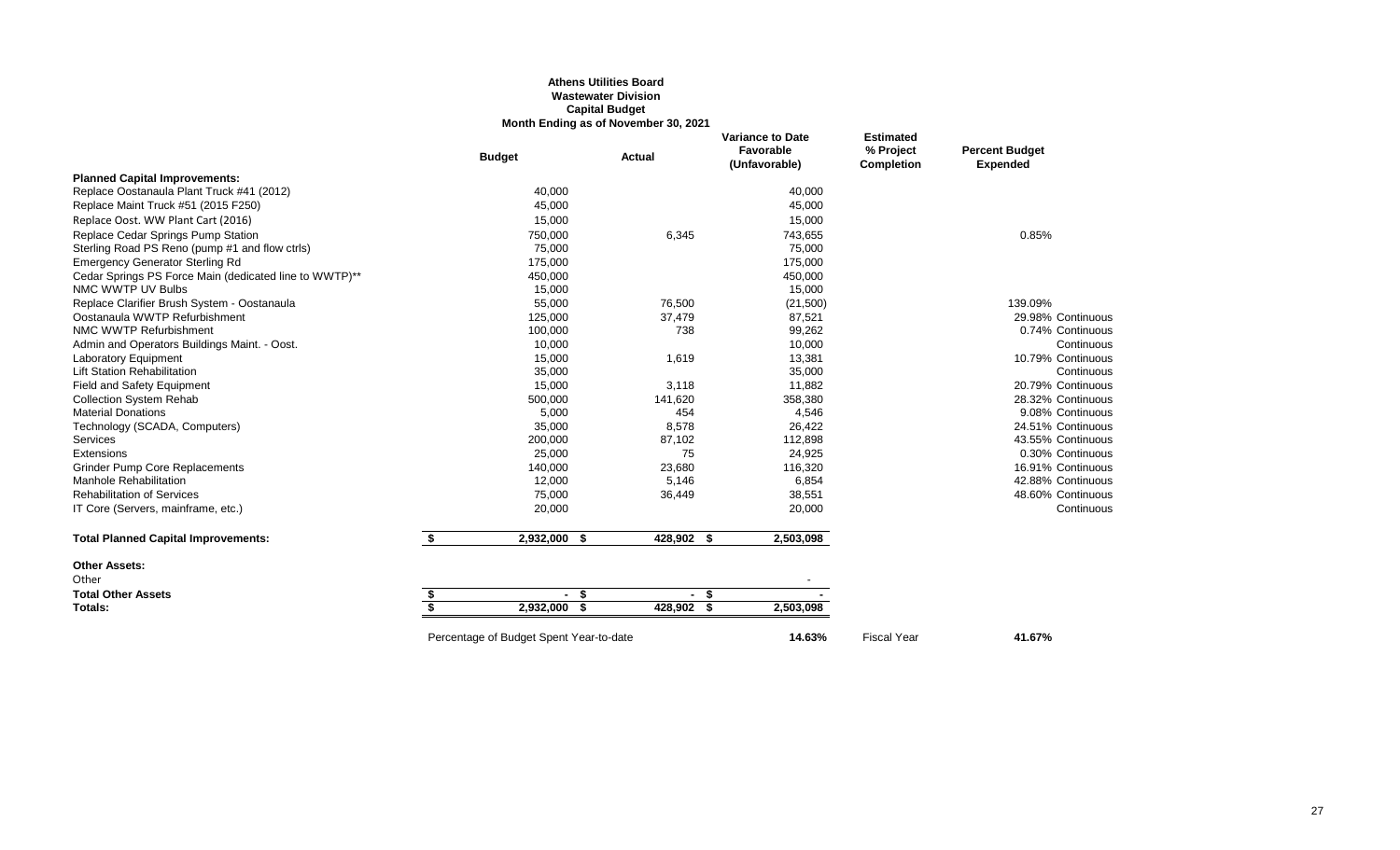**Athens Utilities Board**
**Wastewater Division**
**Capital Budget**
**Month Ending as of November 30, 2021**

| | Budget | Actual | Variance to Date Favorable (Unfavorable) | Estimated % Project Completion | Percent Budget Expended |
|---|---|---|---|---|---|
| **Planned Capital Improvements:** | | | | | |
| Replace Oostanaula Plant Truck #41 (2012) | 40,000 | | 40,000 | | |
| Replace Maint Truck #51 (2015 F250) | 45,000 | | 45,000 | | |
| Replace Oost. WW Plant Cart (2016) | 15,000 | | 15,000 | | |
| Replace Cedar Springs Pump Station | 750,000 | 6,345 | 743,655 | | 0.85% |
| Sterling Road PS Reno (pump #1 and flow ctrls) | 75,000 | | 75,000 | | |
| Emergency Generator Sterling Rd | 175,000 | | 175,000 | | |
| Cedar Springs PS Force Main (dedicated line to WWTP)** | 450,000 | | 450,000 | | |
| NMC WWTP UV Bulbs | 15,000 | | 15,000 | | |
| Replace Clarifier Brush System - Oostanaula | 55,000 | 76,500 | (21,500) | | 139.09% |
| Oostanaula WWTP Refurbishment | 125,000 | 37,479 | 87,521 | | 29.98% Continuous |
| NMC WWTP Refurbishment | 100,000 | 738 | 99,262 | | 0.74% Continuous |
| Admin and Operators Buildings Maint. - Oost. | 10,000 | | 10,000 | | Continuous |
| Laboratory Equipment | 15,000 | 1,619 | 13,381 | | 10.79% Continuous |
| Lift Station Rehabilitation | 35,000 | | 35,000 | | Continuous |
| Field and Safety Equipment | 15,000 | 3,118 | 11,882 | | 20.79% Continuous |
| Collection System Rehab | 500,000 | 141,620 | 358,380 | | 28.32% Continuous |
| Material Donations | 5,000 | 454 | 4,546 | | 9.08% Continuous |
| Technology (SCADA, Computers) | 35,000 | 8,578 | 26,422 | | 24.51% Continuous |
| Services | 200,000 | 87,102 | 112,898 | | 43.55% Continuous |
| Extensions | 25,000 | 75 | 24,925 | | 0.30% Continuous |
| Grinder Pump Core Replacements | 140,000 | 23,680 | 116,320 | | 16.91% Continuous |
| Manhole Rehabilitation | 12,000 | 5,146 | 6,854 | | 42.88% Continuous |
| Rehabilitation of Services | 75,000 | 36,449 | 38,551 | | 48.60% Continuous |
| IT Core (Servers, mainframe, etc.) | 20,000 | | 20,000 | | Continuous |
| **Total Planned Capital Improvements:** | $ 2,932,000 | $ 428,902 | $ 2,503,098 | | |
| **Other Assets:** | | | | | |
| Other | | | - | | |
| **Total Other Assets** | $ - | $ - | $ - | | |
| **Totals:** | $ 2,932,000 | $ 428,902 | $ 2,503,098 | | |
| | Percentage of Budget Spent Year-to-date | | **14.63%** | Fiscal Year | **41.67%** |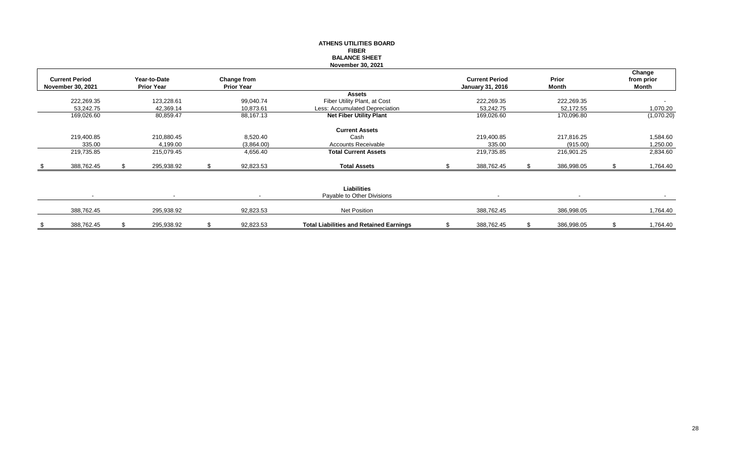# ATHENS UTILITIES BOARD
## FIBER
## BALANCE SHEET
### November 30, 2021

| Current Period November 30, 2021 | Year-to-Date Prior Year | Change from Prior Year | | Current Period January 31, 2016 | Prior Month | Change from prior Month |
|---|---|---|---|---|---|---|
| | | | **Assets** | | | |
| 222,269.35 | 123,228.61 | 99,040.74 | Fiber Utility Plant, at Cost | 222,269.35 | 222,269.35 | - |
| 53,242.75 | 42,369.14 | 10,873.61 | Less: Accumulated Depreciation | 53,242.75 | 52,172.55 | 1,070.20 |
| 169,026.60 | 80,859.47 | 88,167.13 | **Net Fiber Utility Plant** | 169,026.60 | 170,096.80 | (1,070.20) |
| | | | **Current Assets** | | | |
| 219,400.85 | 210,880.45 | 8,520.40 | Cash | 219,400.85 | 217,816.25 | 1,584.60 |
| 335.00 | 4,199.00 | (3,864.00) | Accounts Receivable | 335.00 | (915.00) | 1,250.00 |
| 219,735.85 | 215,079.45 | 4,656.40 | **Total Current Assets** | 219,735.85 | 216,901.25 | 2,834.60 |
| $ 388,762.45 | $ 295,938.92 | $ 92,823.53 | **Total Assets** | $ 388,762.45 | $ 386,998.05 | $ 1,764.40 |
| | | | **Liabilities** | | | |
| - | - | - | Payable to Other Divisions | - | - | - |
| 388,762.45 | 295,938.92 | 92,823.53 | Net Position | 388,762.45 | 386,998.05 | 1,764.40 |
| $ 388,762.45 | $ 295,938.92 | $ 92,823.53 | **Total Liabilities and Retained Earnings** | $ 388,762.45 | $ 386,998.05 | $ 1,764.40 |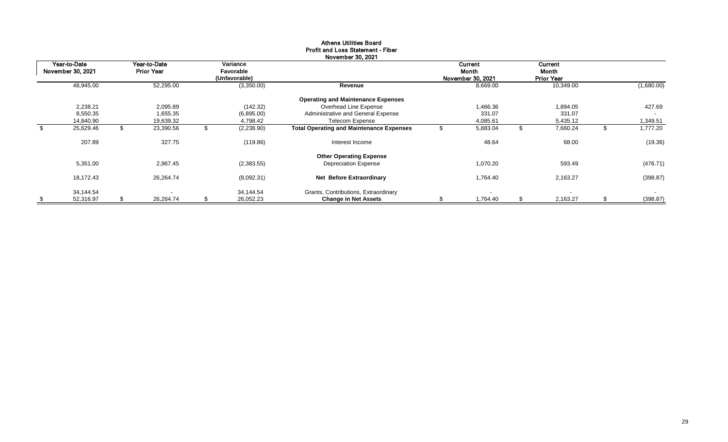# Athens Utilities Board
## Profit and Loss Statement - Fiber
### November 30, 2021

| Year-to-Date November 30, 2021 | Year-to-Date Prior Year | Variance Favorable (Unfavorable) | | Current Month November 30, 2021 | Current Month Prior Year | |
|---|---|---|---|---|---|---|
| 48,945.00 | 52,295.00 | (3,350.00) | **Revenue** | 8,669.00 | 10,349.00 | (1,680.00) |
| | | | **Operating and Maintenance Expenses** | | | |
| 2,238.21 | 2,095.89 | (142.32) | Overhead Line Expense | 1,466.36 | 1,894.05 | 427.69 |
| 8,550.35 | 1,655.35 | (6,895.00) | Administrative and General Expense | 331.07 | 331.07 | - |
| 14,840.90 | 19,639.32 | 4,798.42 | Telecom Expense | 4,085.61 | 5,435.12 | 1,349.51 |
| $ 25,629.46 | $ 23,390.56 | $ (2,238.90) | **Total Operating and Maintenance Expenses** | $ 5,883.04 | $ 7,660.24 | $ 1,777.20 |
| 207.89 | 327.75 | (119.86) | Interest Income | 48.64 | 68.00 | (19.36) |
| | | | **Other Operating Expense** | | | |
| 5,351.00 | 2,967.45 | (2,383.55) | Depreciation Expense | 1,070.20 | 593.49 | (476.71) |
| 18,172.43 | 26,264.74 | (8,092.31) | **Net Before Extraordinary** | 1,764.40 | 2,163.27 | (398.87) |
| 34,144.54 | - | 34,144.54 | Grants, Contributions, Extraordinary | - | - | - |
| $ 52,316.97 | $ 26,264.74 | $ 26,052.23 | **Change in Net Assets** | $ 1,764.40 | $ 2,163.27 | $ (398.87) |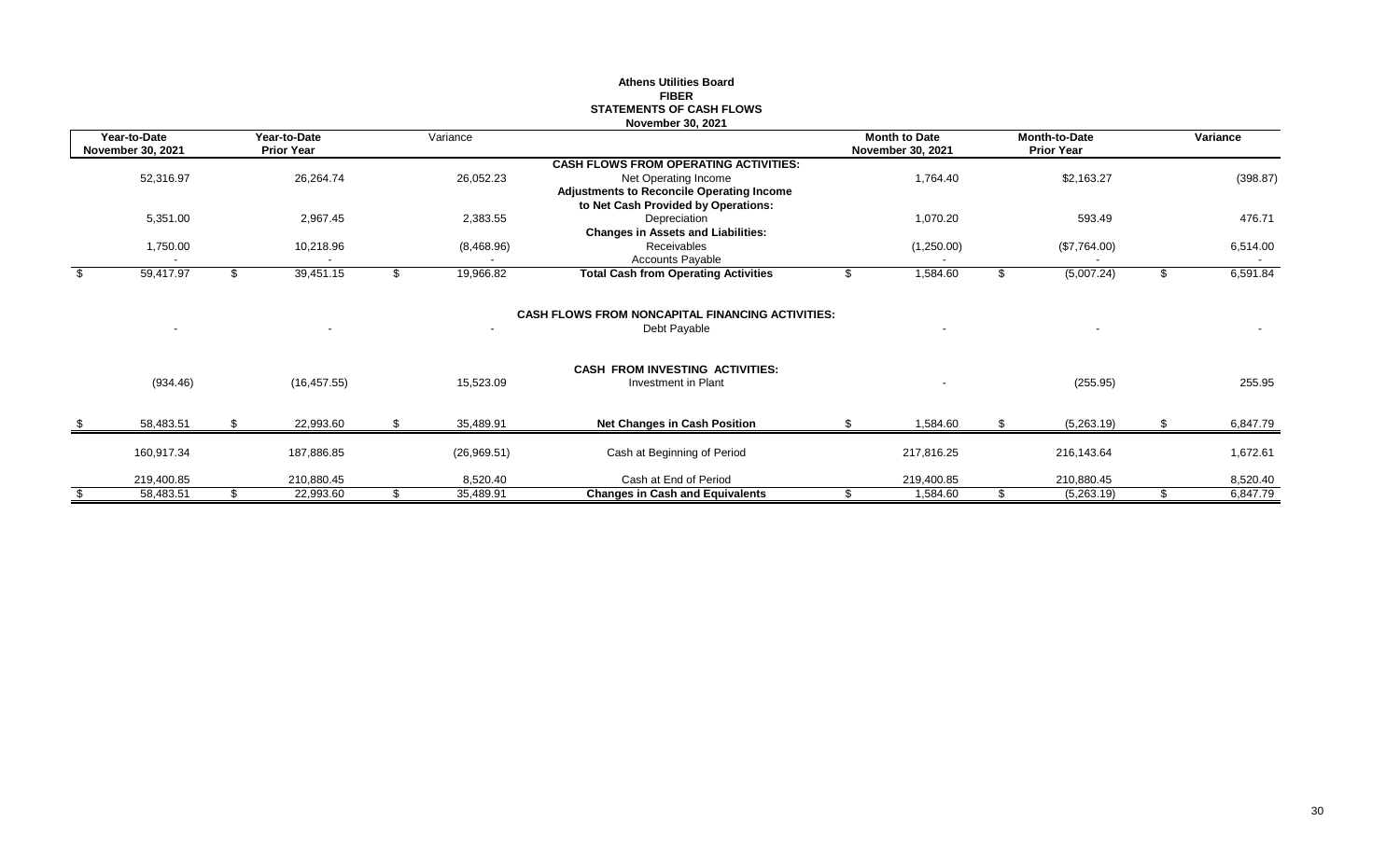**Athens Utilities Board**
**FIBER**
**STATEMENTS OF CASH FLOWS**
**November 30, 2021**

| Year-to-Date November 30, 2021 | Year-to-Date Prior Year | Variance | | Month to Date November 30, 2021 | Month-to-Date Prior Year | Variance |
|---|---|---|---|---|---|---|
| | | | **CASH FLOWS FROM OPERATING ACTIVITIES:** | | | |
| 52,316.97 | 26,264.74 | 26,052.23 | Net Operating Income | 1,764.40 | $2,163.27 | (398.87) |
| | | | **Adjustments to Reconcile Operating Income to Net Cash Provided by Operations:** | | | |
| 5,351.00 | 2,967.45 | 2,383.55 | Depreciation | 1,070.20 | 593.49 | 476.71 |
| | | | **Changes in Assets and Liabilities:** | | | |
| 1,750.00 | 10,218.96 | (8,468.96) | Receivables | (1,250.00) | ($7,764.00) | 6,514.00 |
| - | - | - | Accounts Payable | - | - | - |
| $ 59,417.97 | $ 39,451.15 | $ 19,966.82 | **Total Cash from Operating Activities** | $ 1,584.60 | $ (5,007.24) | $ 6,591.84 |
| | | | **CASH FLOWS FROM NONCAPITAL FINANCING ACTIVITIES:** | | | |
| - | - | - | Debt Payable | - | - | - |
| | | | **CASH FROM INVESTING ACTIVITIES:** | | | |
| (934.46) | (16,457.55) | 15,523.09 | Investment in Plant | - | (255.95) | 255.95 |
| $ 58,483.51 | $ 22,993.60 | $ 35,489.91 | **Net Changes in Cash Position** | $ 1,584.60 | $ (5,263.19) | $ 6,847.79 |
| 160,917.34 | 187,886.85 | (26,969.51) | Cash at Beginning of Period | 217,816.25 | 216,143.64 | 1,672.61 |
| 219,400.85 | 210,880.45 | 8,520.40 | Cash at End of Period | 219,400.85 | 210,880.45 | 8,520.40 |
| $ 58,483.51 | $ 22,993.60 | $ 35,489.91 | **Changes in Cash and Equivalents** | $ 1,584.60 | $ (5,263.19) | $ 6,847.79 |